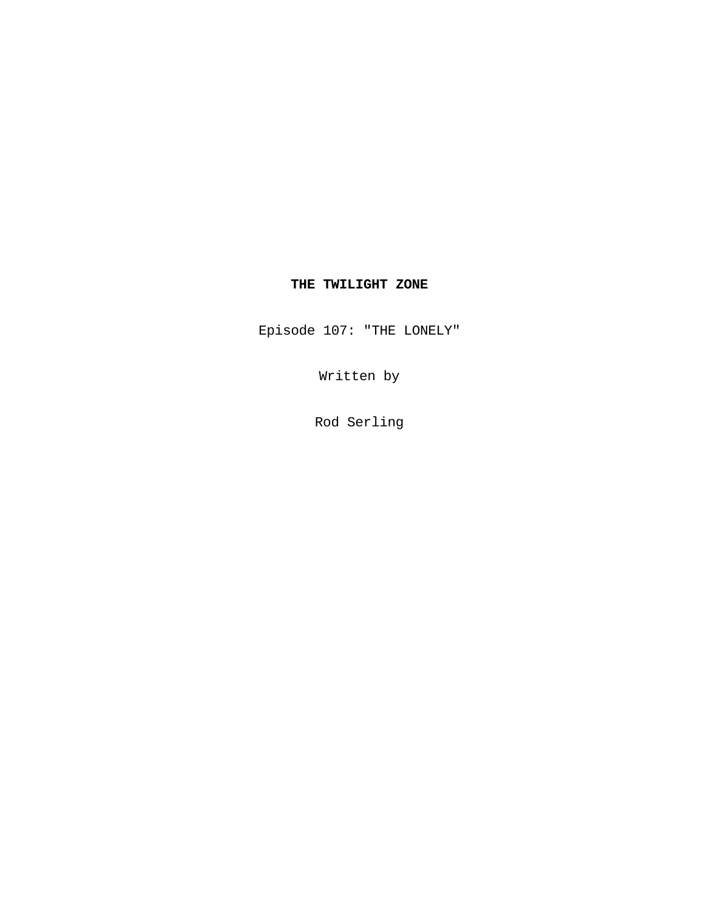**THE TWILIGHT ZONE**

Episode 107: "THE LONELY"

Written by

Rod Serling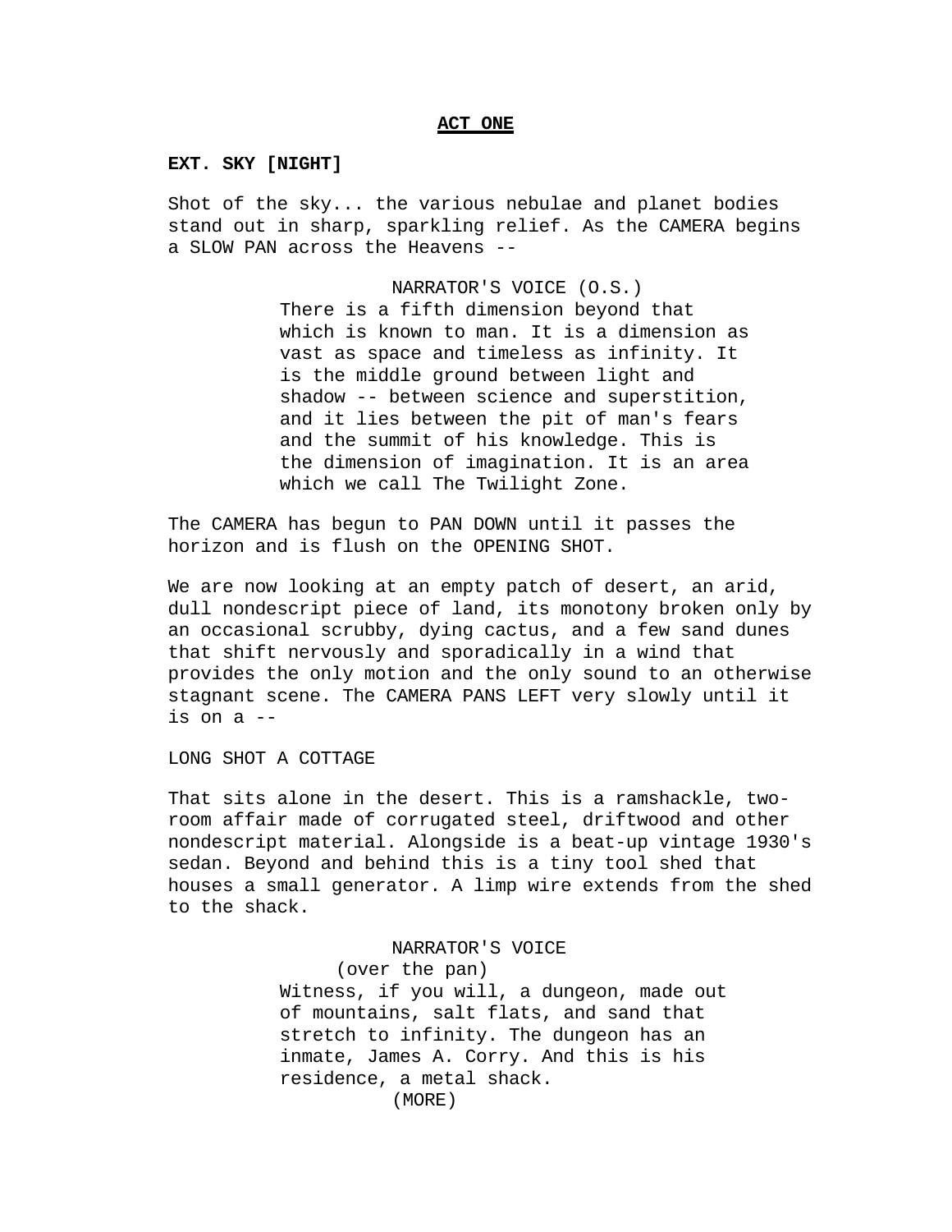**ACT ONE**

**EXT. SKY [NIGHT]**

Shot of the sky... the various nebulae and planet bodies stand out in sharp, sparkling relief. As the CAMERA begins a SLOW PAN across the Heavens --

NARRATOR'S VOICE (O.S.)
There is a fifth dimension beyond that which is known to man. It is a dimension as vast as space and timeless as infinity. It is the middle ground between light and shadow -- between science and superstition, and it lies between the pit of man's fears and the summit of his knowledge. This is the dimension of imagination. It is an area which we call The Twilight Zone.

The CAMERA has begun to PAN DOWN until it passes the horizon and is flush on the OPENING SHOT.

We are now looking at an empty patch of desert, an arid, dull nondescript piece of land, its monotony broken only by an occasional scrubby, dying cactus, and a few sand dunes that shift nervously and sporadically in a wind that provides the only motion and the only sound to an otherwise stagnant scene. The CAMERA PANS LEFT very slowly until it is on a --

LONG SHOT A COTTAGE

That sits alone in the desert. This is a ramshackle, two-room affair made of corrugated steel, driftwood and other nondescript material. Alongside is a beat-up vintage 1930's sedan. Beyond and behind this is a tiny tool shed that houses a small generator. A limp wire extends from the shed to the shack.

NARRATOR'S VOICE
(over the pan)
Witness, if you will, a dungeon, made out of mountains, salt flats, and sand that stretch to infinity. The dungeon has an inmate, James A. Corry. And this is his residence, a metal shack.
(MORE)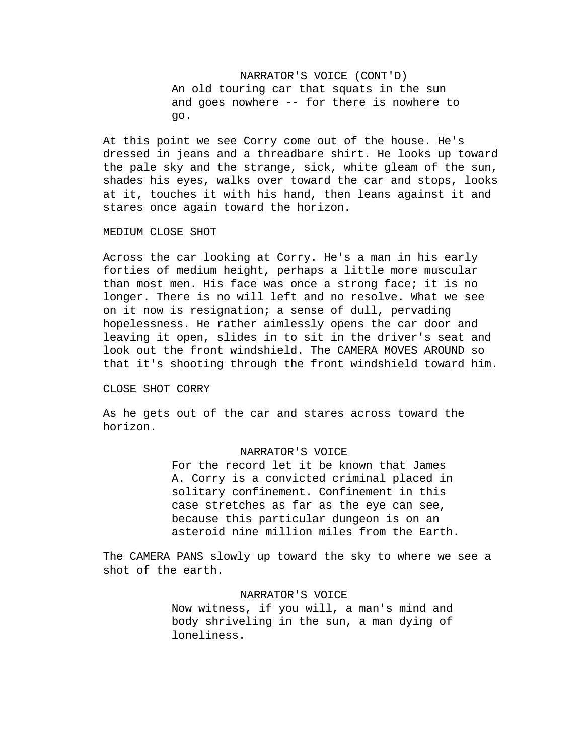NARRATOR'S VOICE (CONT'D)

An old touring car that squats in the sun and goes nowhere -- for there is nowhere to go.

At this point we see Corry come out of the house. He's dressed in jeans and a threadbare shirt. He looks up toward the pale sky and the strange, sick, white gleam of the sun, shades his eyes, walks over toward the car and stops, looks at it, touches it with his hand, then leans against it and stares once again toward the horizon.

MEDIUM CLOSE SHOT

Across the car looking at Corry. He's a man in his early forties of medium height, perhaps a little more muscular than most men. His face was once a strong face; it is no longer. There is no will left and no resolve. What we see on it now is resignation; a sense of dull, pervading hopelessness. He rather aimlessly opens the car door and leaving it open, slides in to sit in the driver's seat and look out the front windshield. The CAMERA MOVES AROUND so that it's shooting through the front windshield toward him.

CLOSE SHOT CORRY

As he gets out of the car and stares across toward the horizon.

NARRATOR'S VOICE

For the record let it be known that James A. Corry is a convicted criminal placed in solitary confinement. Confinement in this case stretches as far as the eye can see, because this particular dungeon is on an asteroid nine million miles from the Earth.

The CAMERA PANS slowly up toward the sky to where we see a shot of the earth.

NARRATOR'S VOICE

Now witness, if you will, a man's mind and body shriveling in the sun, a man dying of loneliness.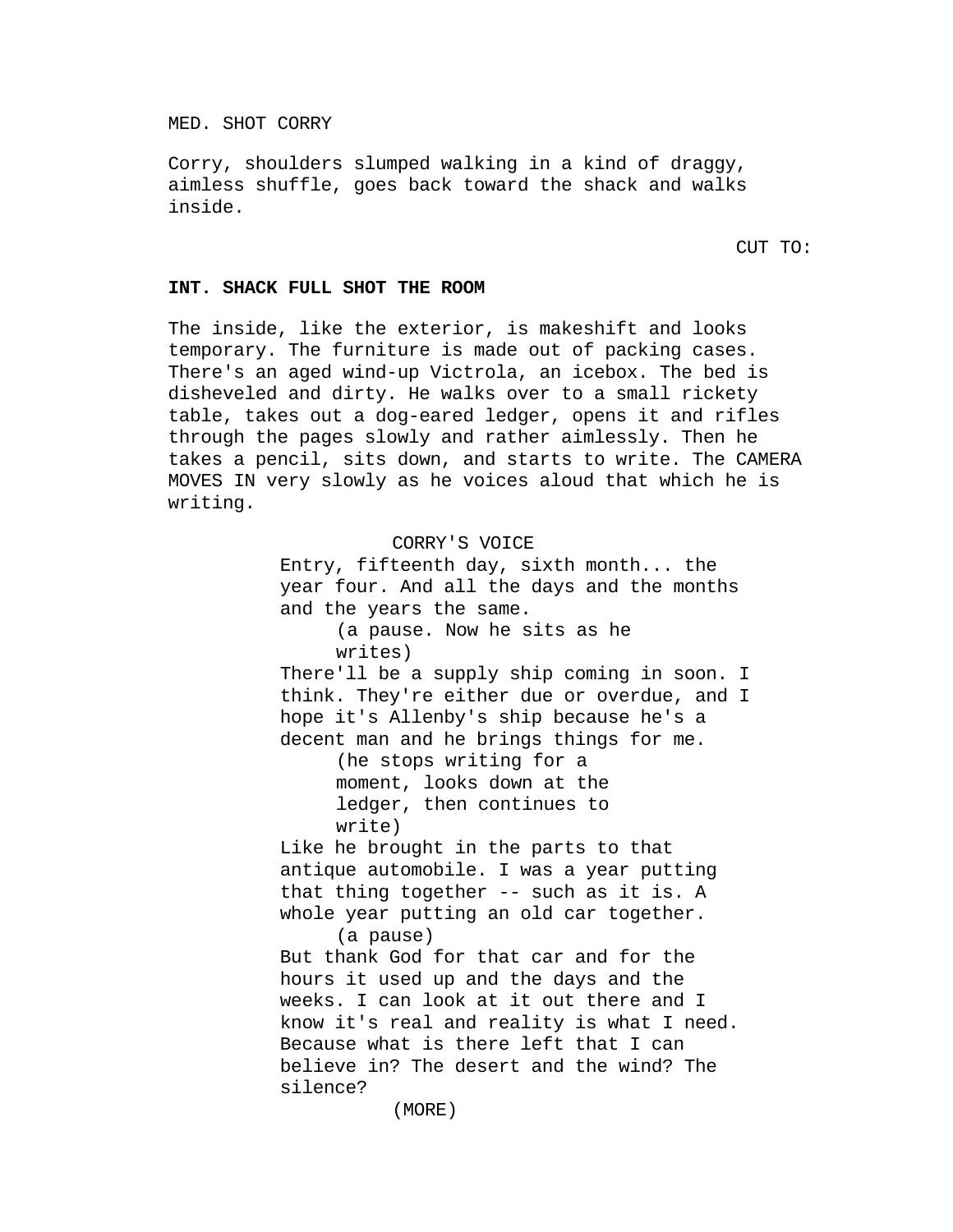MED. SHOT CORRY

Corry, shoulders slumped walking in a kind of draggy, aimless shuffle, goes back toward the shack and walks inside.

CUT TO:

**INT. SHACK FULL SHOT THE ROOM**

The inside, like the exterior, is makeshift and looks temporary. The furniture is made out of packing cases. There's an aged wind-up Victrola, an icebox. The bed is disheveled and dirty. He walks over to a small rickety table, takes out a dog-eared ledger, opens it and rifles through the pages slowly and rather aimlessly. Then he takes a pencil, sits down, and starts to write. The CAMERA MOVES IN very slowly as he voices aloud that which he is writing.

CORRY'S VOICE

Entry, fifteenth day, sixth month... the year four. And all the days and the months and the years the same.

(a pause. Now he sits as he writes)

There'll be a supply ship coming in soon. I think. They're either due or overdue, and I hope it's Allenby's ship because he's a decent man and he brings things for me.

(he stops writing for a moment, looks down at the ledger, then continues to write)

Like he brought in the parts to that antique automobile. I was a year putting that thing together -- such as it is. A whole year putting an old car together.

(a pause)

But thank God for that car and for the hours it used up and the days and the weeks. I can look at it out there and I know it's real and reality is what I need. Because what is there left that I can believe in? The desert and the wind? The silence?

(MORE)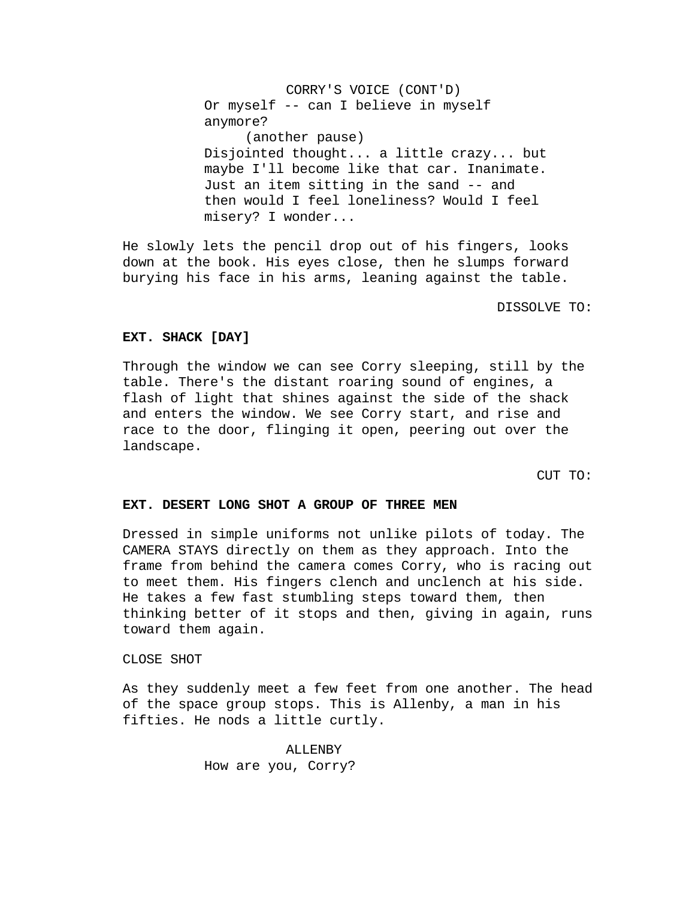CORRY'S VOICE (CONT'D)

Or myself -- can I believe in myself anymore?

(another pause)

Disjointed thought... a little crazy... but maybe I'll become like that car. Inanimate. Just an item sitting in the sand -- and then would I feel loneliness? Would I feel misery? I wonder...

He slowly lets the pencil drop out of his fingers, looks down at the book. His eyes close, then he slumps forward burying his face in his arms, leaning against the table.

DISSOLVE TO:

**EXT. SHACK [DAY]**

Through the window we can see Corry sleeping, still by the table. There's the distant roaring sound of engines, a flash of light that shines against the side of the shack and enters the window. We see Corry start, and rise and race to the door, flinging it open, peering out over the landscape.

CUT TO:

**EXT. DESERT LONG SHOT A GROUP OF THREE MEN**

Dressed in simple uniforms not unlike pilots of today. The CAMERA STAYS directly on them as they approach. Into the frame from behind the camera comes Corry, who is racing out to meet them. His fingers clench and unclench at his side. He takes a few fast stumbling steps toward them, then thinking better of it stops and then, giving in again, runs toward them again.

CLOSE SHOT

As they suddenly meet a few feet from one another. The head of the space group stops. This is Allenby, a man in his fifties. He nods a little curtly.

ALLENBY

How are you, Corry?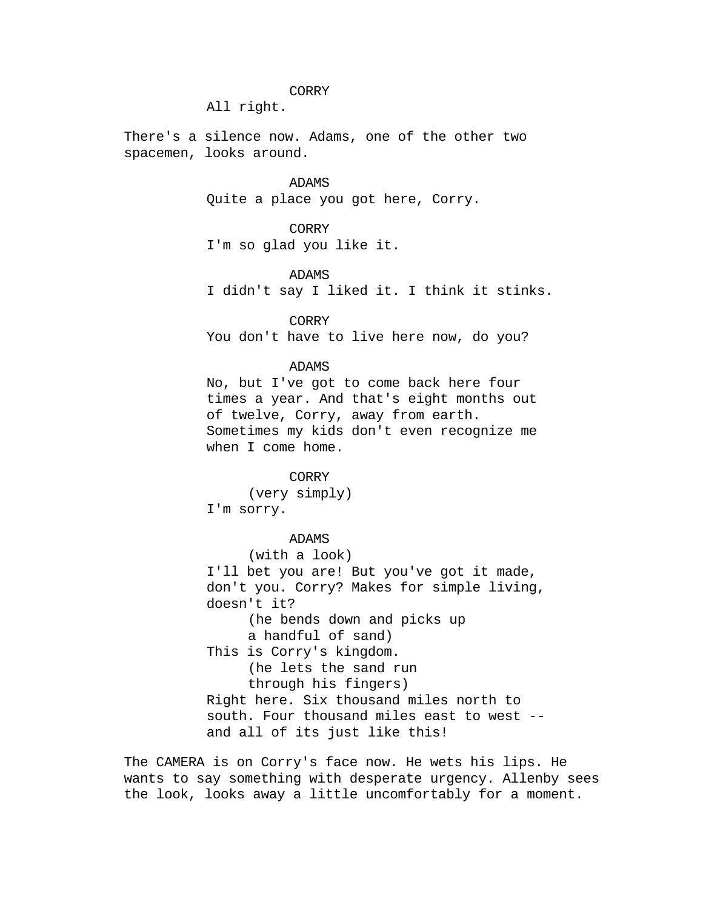CORRY
All right.

There's a silence now. Adams, one of the other two spacemen, looks around.

ADAMS
Quite a place you got here, Corry.

CORRY
I'm so glad you like it.

ADAMS
I didn't say I liked it. I think it stinks.

CORRY
You don't have to live here now, do you?

ADAMS
No, but I've got to come back here four times a year. And that's eight months out of twelve, Corry, away from earth. Sometimes my kids don't even recognize me when I come home.

CORRY
(very simply)
I'm sorry.

ADAMS
(with a look)
I'll bet you are! But you've got it made, don't you. Corry? Makes for simple living, doesn't it?
(he bends down and picks up a handful of sand)
This is Corry's kingdom.
(he lets the sand run through his fingers)
Right here. Six thousand miles north to south. Four thousand miles east to west -- and all of its just like this!

The CAMERA is on Corry's face now. He wets his lips. He wants to say something with desperate urgency. Allenby sees the look, looks away a little uncomfortably for a moment.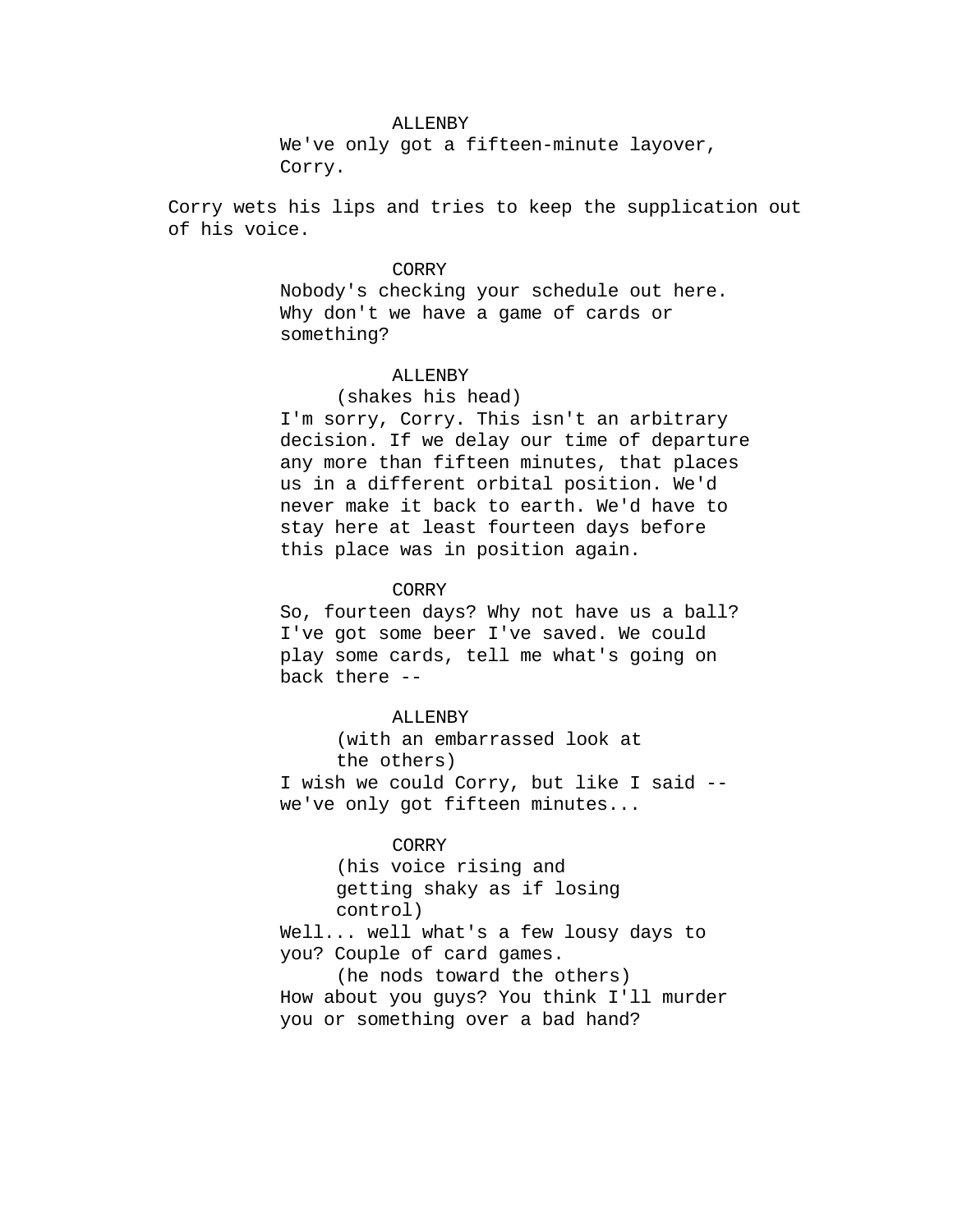ALLENBY

We've only got a fifteen-minute layover, Corry.

Corry wets his lips and tries to keep the supplication out of his voice.

CORRY

Nobody's checking your schedule out here. Why don't we have a game of cards or something?

ALLENBY

(shakes his head)

I'm sorry, Corry. This isn't an arbitrary decision. If we delay our time of departure any more than fifteen minutes, that places us in a different orbital position. We'd never make it back to earth. We'd have to stay here at least fourteen days before this place was in position again.

CORRY

So, fourteen days? Why not have us a ball? I've got some beer I've saved. We could play some cards, tell me what's going on back there --

ALLENBY

(with an embarrassed look at the others)

I wish we could Corry, but like I said -- we've only got fifteen minutes...

CORRY

(his voice rising and getting shaky as if losing control)

Well... well what's a few lousy days to you? Couple of card games.

(he nods toward the others)

How about you guys? You think I'll murder you or something over a bad hand?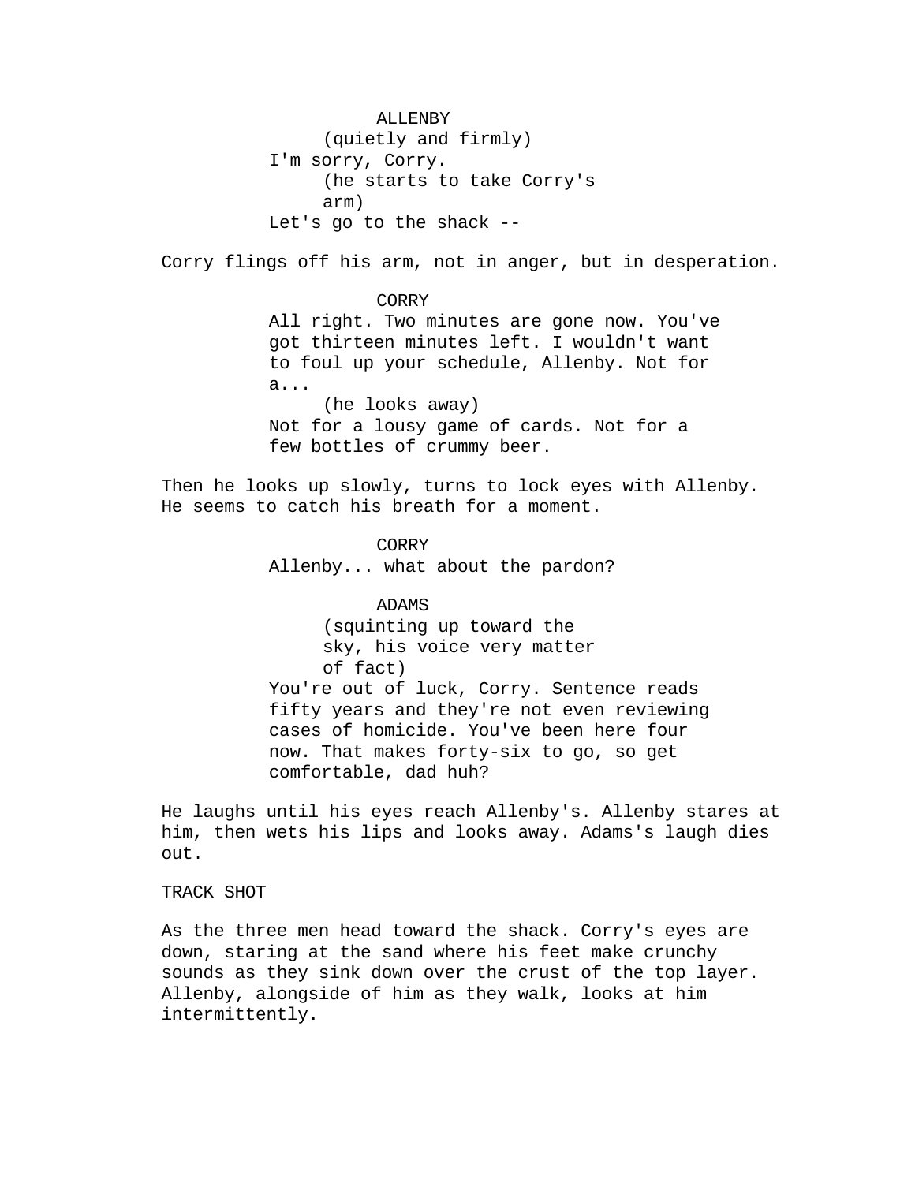ALLENBY
(quietly and firmly)
I'm sorry, Corry.
(he starts to take Corry's arm)
Let's go to the shack --

Corry flings off his arm, not in anger, but in desperation.

CORRY
All right. Two minutes are gone now. You've got thirteen minutes left. I wouldn't want to foul up your schedule, Allenby. Not for a...
(he looks away)
Not for a lousy game of cards. Not for a few bottles of crummy beer.

Then he looks up slowly, turns to lock eyes with Allenby. He seems to catch his breath for a moment.

CORRY
Allenby... what about the pardon?

ADAMS
(squinting up toward the sky, his voice very matter of fact)
You're out of luck, Corry. Sentence reads fifty years and they're not even reviewing cases of homicide. You've been here four now. That makes forty-six to go, so get comfortable, dad huh?

He laughs until his eyes reach Allenby's. Allenby stares at him, then wets his lips and looks away. Adams's laugh dies out.

TRACK SHOT

As the three men head toward the shack. Corry's eyes are down, staring at the sand where his feet make crunchy sounds as they sink down over the crust of the top layer. Allenby, alongside of him as they walk, looks at him intermittently.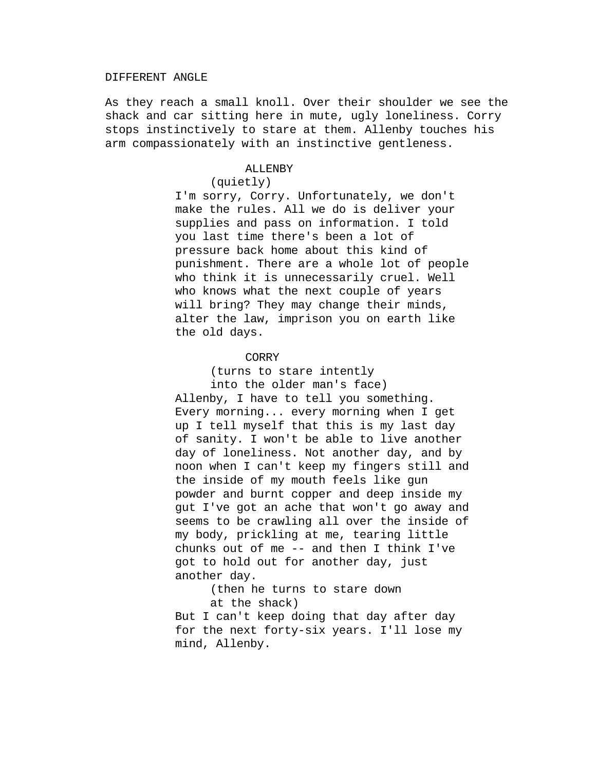DIFFERENT ANGLE

As they reach a small knoll. Over their shoulder we see the shack and car sitting here in mute, ugly loneliness. Corry stops instinctively to stare at them. Allenby touches his arm compassionately with an instinctive gentleness.

ALLENBY
(quietly)
I'm sorry, Corry. Unfortunately, we don't make the rules. All we do is deliver your supplies and pass on information. I told you last time there's been a lot of pressure back home about this kind of punishment. There are a whole lot of people who think it is unnecessarily cruel. Well who knows what the next couple of years will bring? They may change their minds, alter the law, imprison you on earth like the old days.

CORRY
(turns to stare intently into the older man's face)
Allenby, I have to tell you something. Every morning... every morning when I get up I tell myself that this is my last day of sanity. I won't be able to live another day of loneliness. Not another day, and by noon when I can't keep my fingers still and the inside of my mouth feels like gun powder and burnt copper and deep inside my gut I've got an ache that won't go away and seems to be crawling all over the inside of my body, prickling at me, tearing little chunks out of me -- and then I think I've got to hold out for another day, just another day.
(then he turns to stare down at the shack)
But I can't keep doing that day after day for the next forty-six years. I'll lose my mind, Allenby.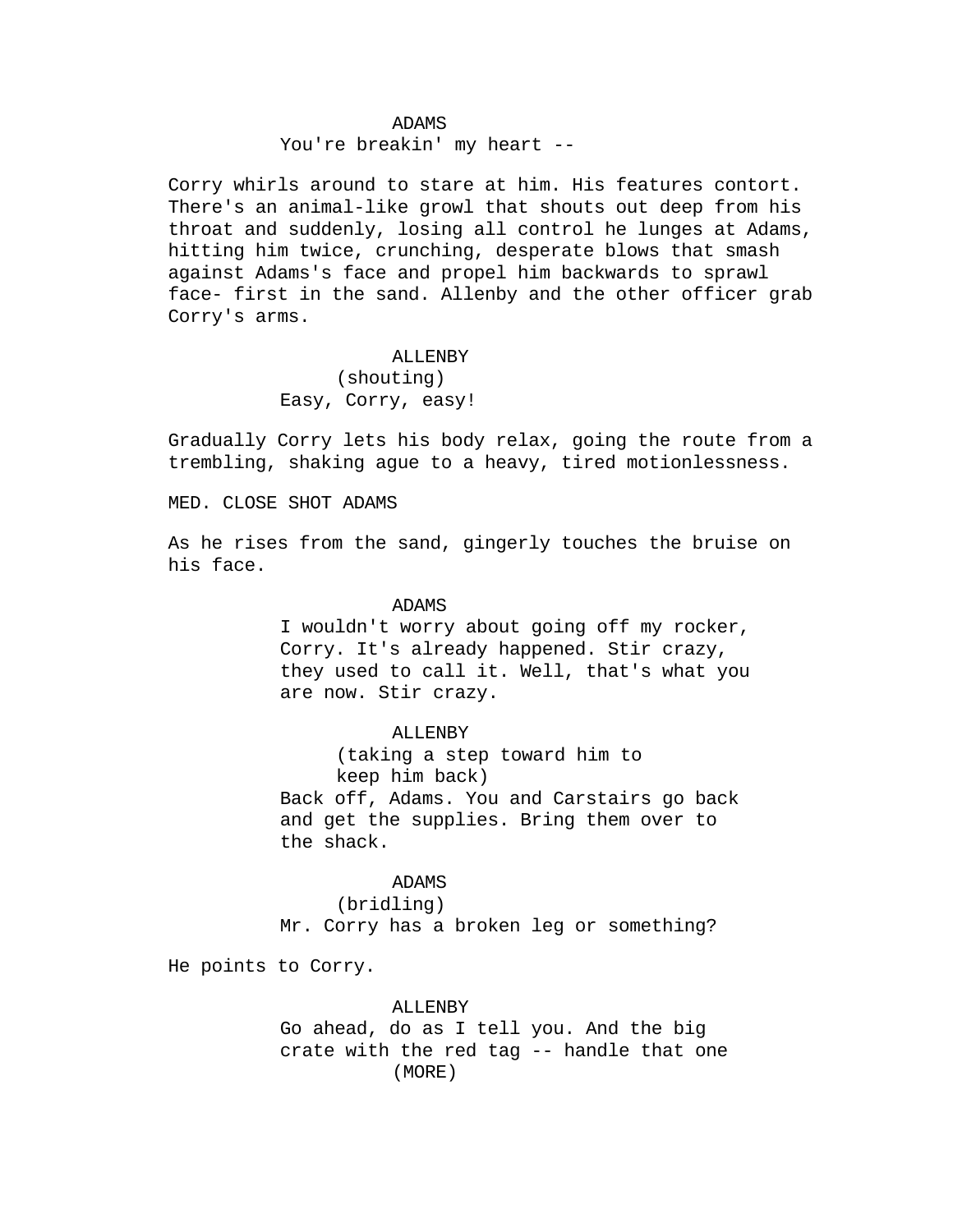ADAMS
You're breakin' my heart --

Corry whirls around to stare at him. His features contort. There's an animal-like growl that shouts out deep from his throat and suddenly, losing all control he lunges at Adams, hitting him twice, crunching, desperate blows that smash against Adams's face and propel him backwards to sprawl face- first in the sand. Allenby and the other officer grab Corry's arms.

ALLENBY
(shouting)
Easy, Corry, easy!

Gradually Corry lets his body relax, going the route from a trembling, shaking ague to a heavy, tired motionlessness.

MED. CLOSE SHOT ADAMS

As he rises from the sand, gingerly touches the bruise on his face.

ADAMS
I wouldn't worry about going off my rocker, Corry. It's already happened. Stir crazy, they used to call it. Well, that's what you are now. Stir crazy.

ALLENBY
(taking a step toward him to keep him back)
Back off, Adams. You and Carstairs go back and get the supplies. Bring them over to the shack.

ADAMS
(bridling)
Mr. Corry has a broken leg or something?

He points to Corry.

ALLENBY
Go ahead, do as I tell you. And the big crate with the red tag -- handle that one
(MORE)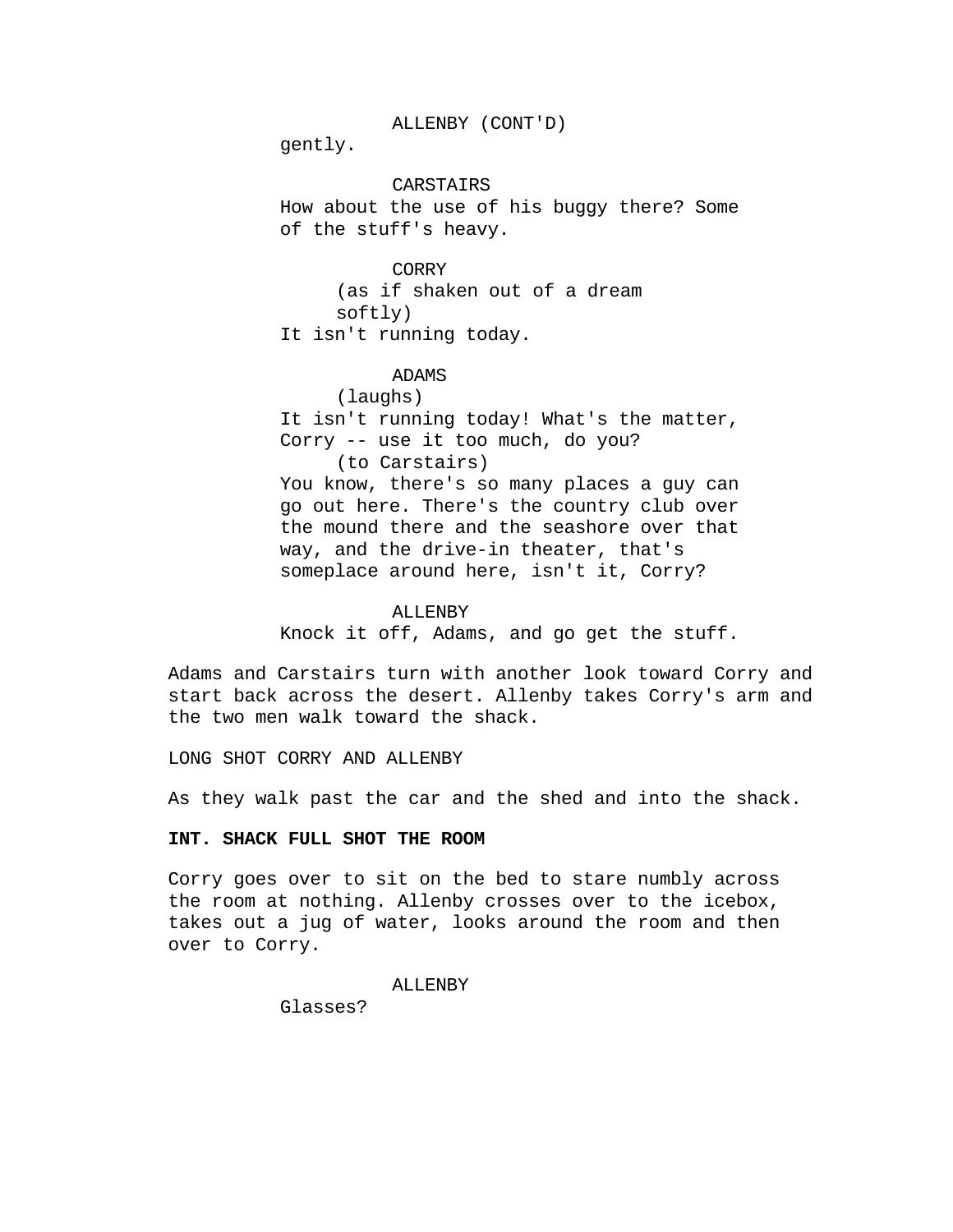ALLENBY (CONT'D)
gently.

CARSTAIRS
How about the use of his buggy there? Some of the stuff's heavy.

CORRY
(as if shaken out of a dream softly)
It isn't running today.

ADAMS
(laughs)
It isn't running today! What's the matter, Corry -- use it too much, do you?
(to Carstairs)
You know, there's so many places a guy can go out here. There's the country club over the mound there and the seashore over that way, and the drive-in theater, that's someplace around here, isn't it, Corry?

ALLENBY
Knock it off, Adams, and go get the stuff.

Adams and Carstairs turn with another look toward Corry and start back across the desert. Allenby takes Corry's arm and the two men walk toward the shack.

LONG SHOT CORRY AND ALLENBY

As they walk past the car and the shed and into the shack.

**INT. SHACK FULL SHOT THE ROOM**

Corry goes over to sit on the bed to stare numbly across the room at nothing. Allenby crosses over to the icebox, takes out a jug of water, looks around the room and then over to Corry.

ALLENBY
Glasses?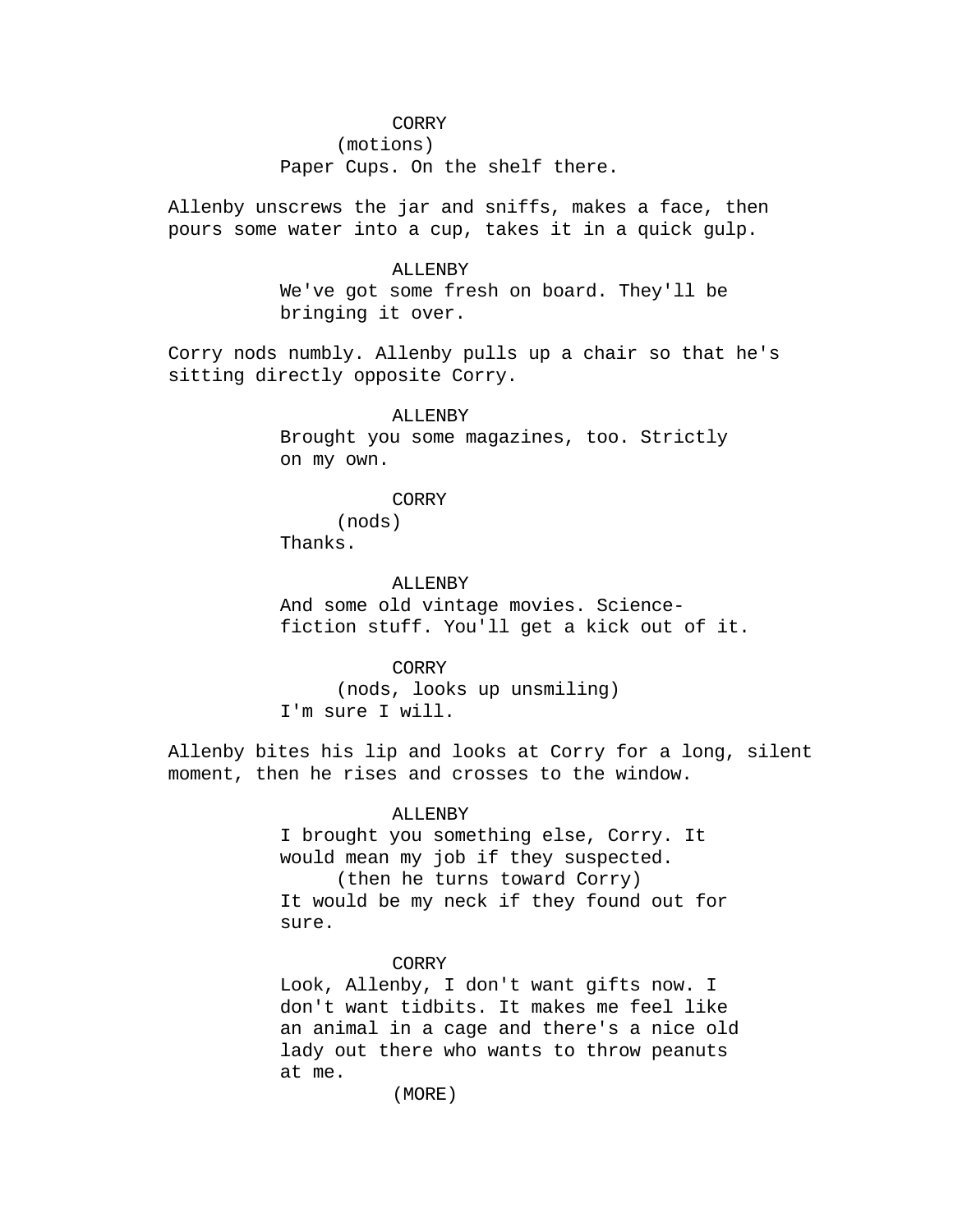CORRY

(motions)

Paper Cups. On the shelf there.

Allenby unscrews the jar and sniffs, makes a face, then pours some water into a cup, takes it in a quick gulp.

ALLENBY

We've got some fresh on board. They'll be bringing it over.

Corry nods numbly. Allenby pulls up a chair so that he's sitting directly opposite Corry.

ALLENBY

Brought you some magazines, too. Strictly on my own.

CORRY

(nods)

Thanks.

ALLENBY

And some old vintage movies. Science-fiction stuff. You'll get a kick out of it.

CORRY

(nods, looks up unsmiling)

I'm sure I will.

Allenby bites his lip and looks at Corry for a long, silent moment, then he rises and crosses to the window.

ALLENBY

I brought you something else, Corry. It would mean my job if they suspected.

(then he turns toward Corry)

It would be my neck if they found out for sure.

CORRY

Look, Allenby, I don't want gifts now. I don't want tidbits. It makes me feel like an animal in a cage and there's a nice old lady out there who wants to throw peanuts at me.

(MORE)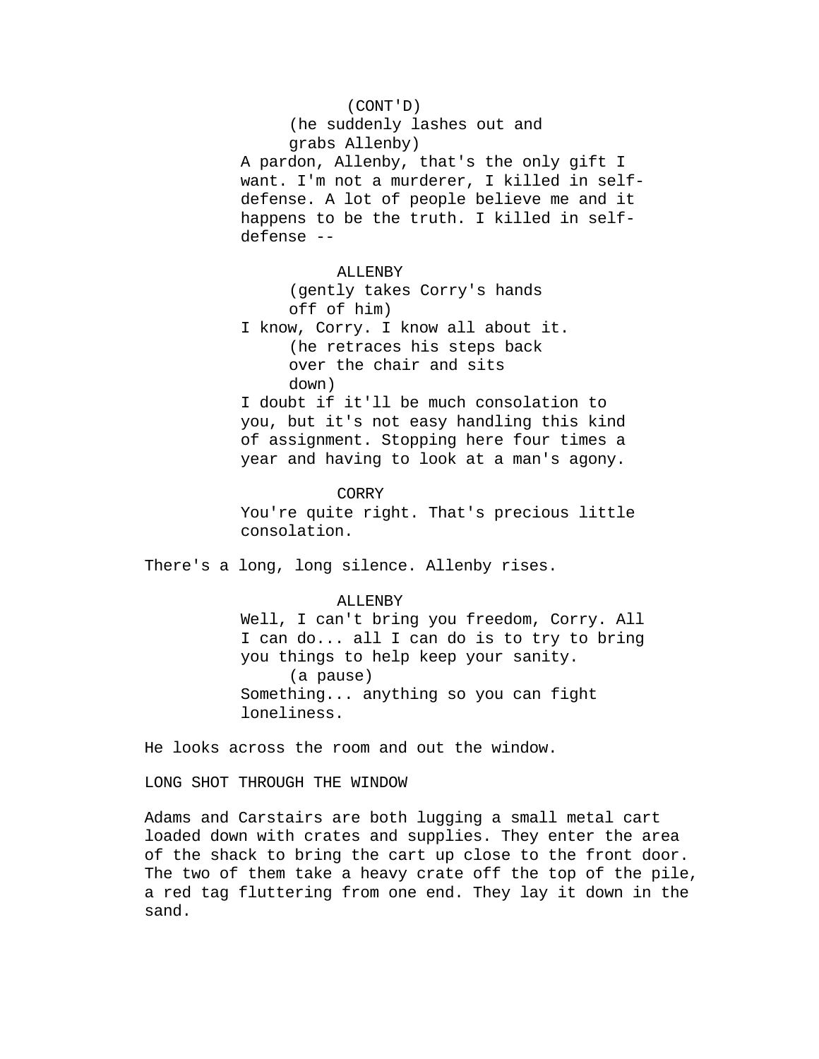(CONT'D)

(he suddenly lashes out and grabs Allenby)

A pardon, Allenby, that's the only gift I want. I'm not a murderer, I killed in self-defense. A lot of people believe me and it happens to be the truth. I killed in self-defense --

ALLENBY

(gently takes Corry's hands off of him)

I know, Corry. I know all about it.

(he retraces his steps back over the chair and sits down)

I doubt if it'll be much consolation to you, but it's not easy handling this kind of assignment. Stopping here four times a year and having to look at a man's agony.

CORRY

You're quite right. That's precious little consolation.

There's a long, long silence. Allenby rises.

ALLENBY

Well, I can't bring you freedom, Corry. All I can do... all I can do is to try to bring you things to help keep your sanity.

(a pause)

Something... anything so you can fight loneliness.

He looks across the room and out the window.

LONG SHOT THROUGH THE WINDOW

Adams and Carstairs are both lugging a small metal cart loaded down with crates and supplies. They enter the area of the shack to bring the cart up close to the front door. The two of them take a heavy crate off the top of the pile, a red tag fluttering from one end. They lay it down in the sand.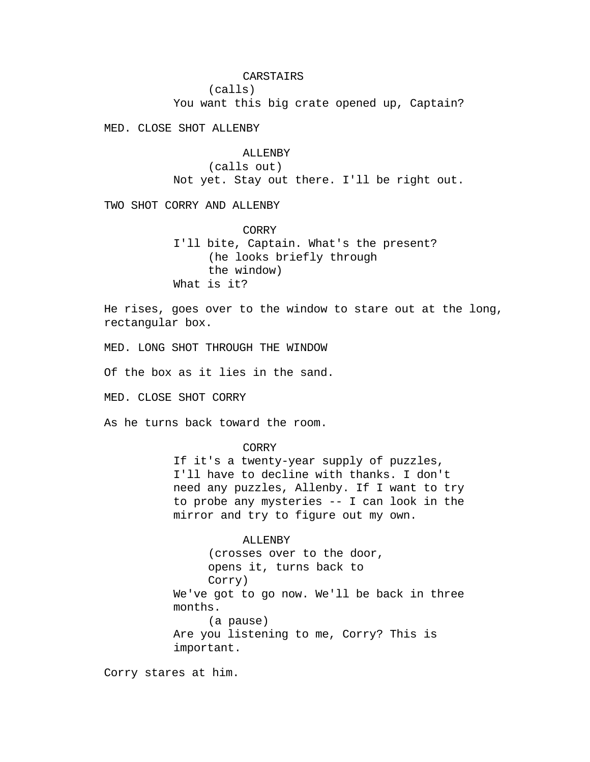CARSTAIRS
(calls)
You want this big crate opened up, Captain?

MED. CLOSE SHOT ALLENBY

ALLENBY
(calls out)
Not yet. Stay out there. I'll be right out.

TWO SHOT CORRY AND ALLENBY

CORRY
I'll bite, Captain. What's the present?
(he looks briefly through
the window)
What is it?

He rises, goes over to the window to stare out at the long, rectangular box.

MED. LONG SHOT THROUGH THE WINDOW

Of the box as it lies in the sand.

MED. CLOSE SHOT CORRY

As he turns back toward the room.

CORRY
If it's a twenty-year supply of puzzles, I'll have to decline with thanks. I don't need any puzzles, Allenby. If I want to try to probe any mysteries -- I can look in the mirror and try to figure out my own.

ALLENBY
(crosses over to the door,
opens it, turns back to
Corry)
We've got to go now. We'll be back in three months.
(a pause)
Are you listening to me, Corry? This is important.

Corry stares at him.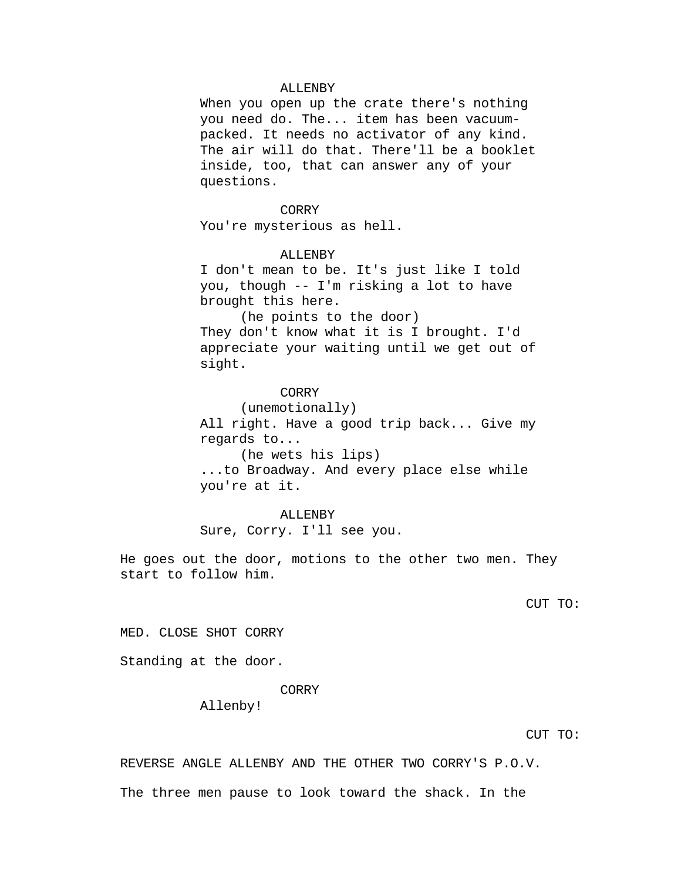ALLENBY

When you open up the crate there's nothing you need do. The... item has been vacuum-packed. It needs no activator of any kind. The air will do that. There'll be a booklet inside, too, that can answer any of your questions.

CORRY

You're mysterious as hell.

ALLENBY

I don't mean to be. It's just like I told you, though -- I'm risking a lot to have brought this here.

(he points to the door)

They don't know what it is I brought. I'd appreciate your waiting until we get out of sight.

CORRY

(unemotionally)

All right. Have a good trip back... Give my regards to...

(he wets his lips)

...to Broadway. And every place else while you're at it.

ALLENBY

Sure, Corry. I'll see you.

He goes out the door, motions to the other two men. They start to follow him.

CUT TO:

MED. CLOSE SHOT CORRY

Standing at the door.

CORRY

Allenby!

CUT TO:

REVERSE ANGLE ALLENBY AND THE OTHER TWO CORRY'S P.O.V.

The three men pause to look toward the shack. In the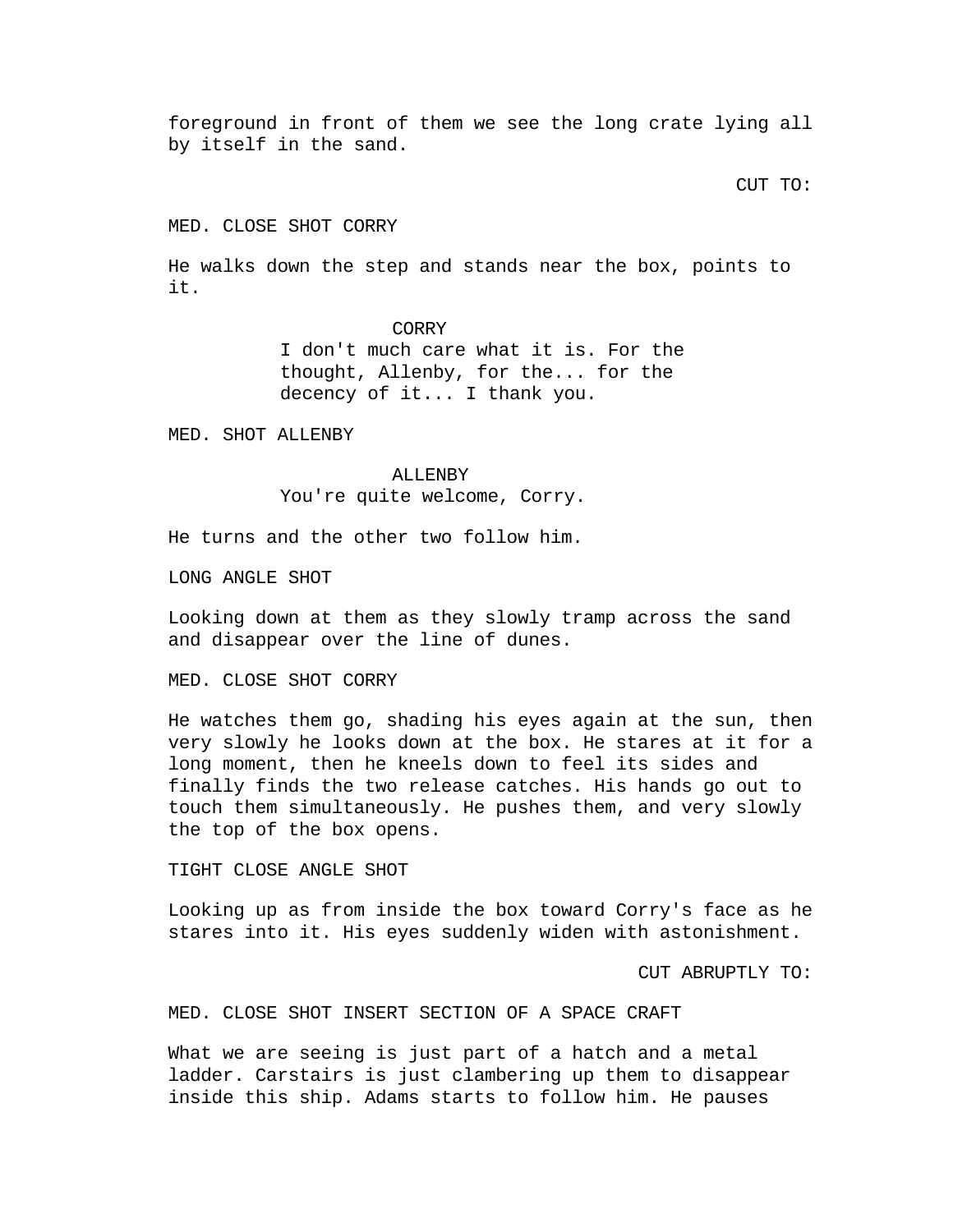foreground in front of them we see the long crate lying all by itself in the sand.

CUT TO:

MED. CLOSE SHOT CORRY

He walks down the step and stands near the box, points to it.

CORRY
I don't much care what it is. For the thought, Allenby, for the... for the decency of it... I thank you.

MED. SHOT ALLENBY

ALLENBY
You're quite welcome, Corry.

He turns and the other two follow him.

LONG ANGLE SHOT

Looking down at them as they slowly tramp across the sand and disappear over the line of dunes.

MED. CLOSE SHOT CORRY

He watches them go, shading his eyes again at the sun, then very slowly he looks down at the box. He stares at it for a long moment, then he kneels down to feel its sides and finally finds the two release catches. His hands go out to touch them simultaneously. He pushes them, and very slowly the top of the box opens.

TIGHT CLOSE ANGLE SHOT

Looking up as from inside the box toward Corry's face as he stares into it. His eyes suddenly widen with astonishment.

CUT ABRUPTLY TO:

MED. CLOSE SHOT INSERT SECTION OF A SPACE CRAFT

What we are seeing is just part of a hatch and a metal ladder. Carstairs is just clambering up them to disappear inside this ship. Adams starts to follow him. He pauses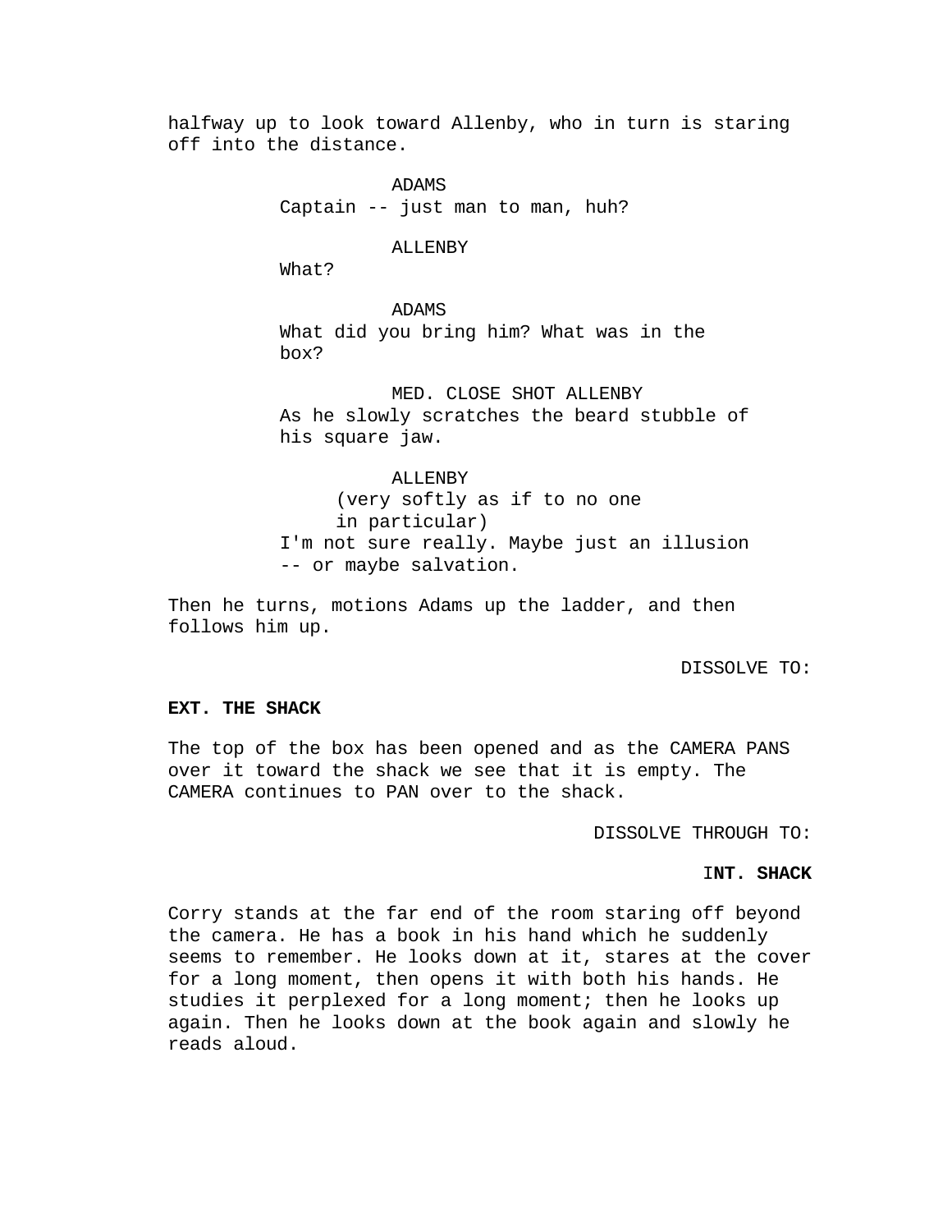halfway up to look toward Allenby, who in turn is staring off into the distance.

ADAMS
Captain -- just man to man, huh?

ALLENBY
What?

ADAMS
What did you bring him? What was in the box?

MED. CLOSE SHOT ALLENBY
As he slowly scratches the beard stubble of his square jaw.

ALLENBY
(very softly as if to no one in particular)
I'm not sure really. Maybe just an illusion -- or maybe salvation.

Then he turns, motions Adams up the ladder, and then follows him up.

DISSOLVE TO:

**EXT. THE SHACK**

The top of the box has been opened and as the CAMERA PANS over it toward the shack we see that it is empty. The CAMERA continues to PAN over to the shack.

DISSOLVE THROUGH TO:

**INT. SHACK**

Corry stands at the far end of the room staring off beyond the camera. He has a book in his hand which he suddenly seems to remember. He looks down at it, stares at the cover for a long moment, then opens it with both his hands. He studies it perplexed for a long moment; then he looks up again. Then he looks down at the book again and slowly he reads aloud.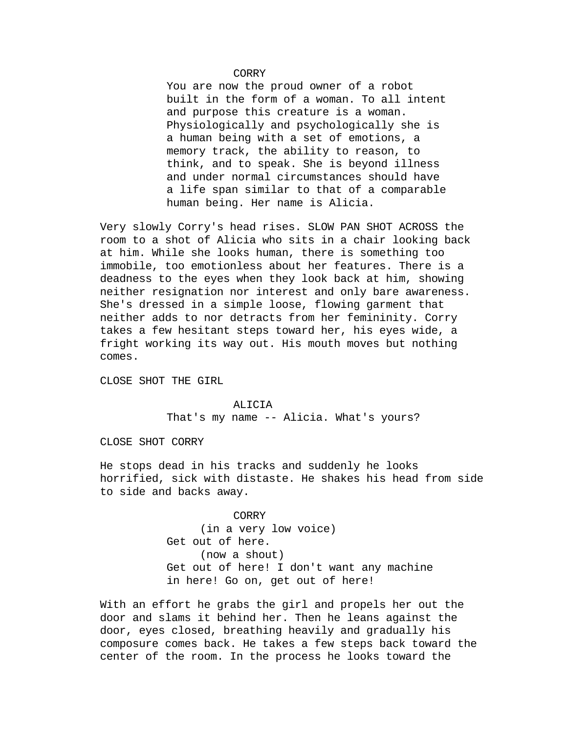CORRY

You are now the proud owner of a robot built in the form of a woman. To all intent and purpose this creature is a woman. Physiologically and psychologically she is a human being with a set of emotions, a memory track, the ability to reason, to think, and to speak. She is beyond illness and under normal circumstances should have a life span similar to that of a comparable human being. Her name is Alicia.

Very slowly Corry's head rises. SLOW PAN SHOT ACROSS the room to a shot of Alicia who sits in a chair looking back at him. While she looks human, there is something too immobile, too emotionless about her features. There is a deadness to the eyes when they look back at him, showing neither resignation nor interest and only bare awareness. She's dressed in a simple loose, flowing garment that neither adds to nor detracts from her femininity. Corry takes a few hesitant steps toward her, his eyes wide, a fright working its way out. His mouth moves but nothing comes.

CLOSE SHOT THE GIRL

ALICIA

That's my name -- Alicia. What's yours?

CLOSE SHOT CORRY

He stops dead in his tracks and suddenly he looks horrified, sick with distaste. He shakes his head from side to side and backs away.

CORRY

(in a very low voice)

Get out of here.

(now a shout)

Get out of here! I don't want any machine in here! Go on, get out of here!

With an effort he grabs the girl and propels her out the door and slams it behind her. Then he leans against the door, eyes closed, breathing heavily and gradually his composure comes back. He takes a few steps back toward the center of the room. In the process he looks toward the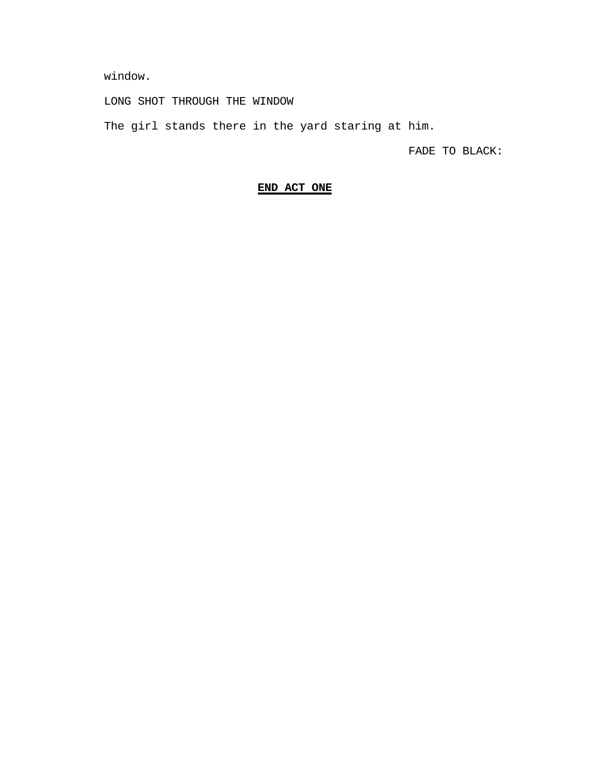window.

LONG SHOT THROUGH THE WINDOW

The girl stands there in the yard staring at him.

FADE TO BLACK:

**END ACT ONE**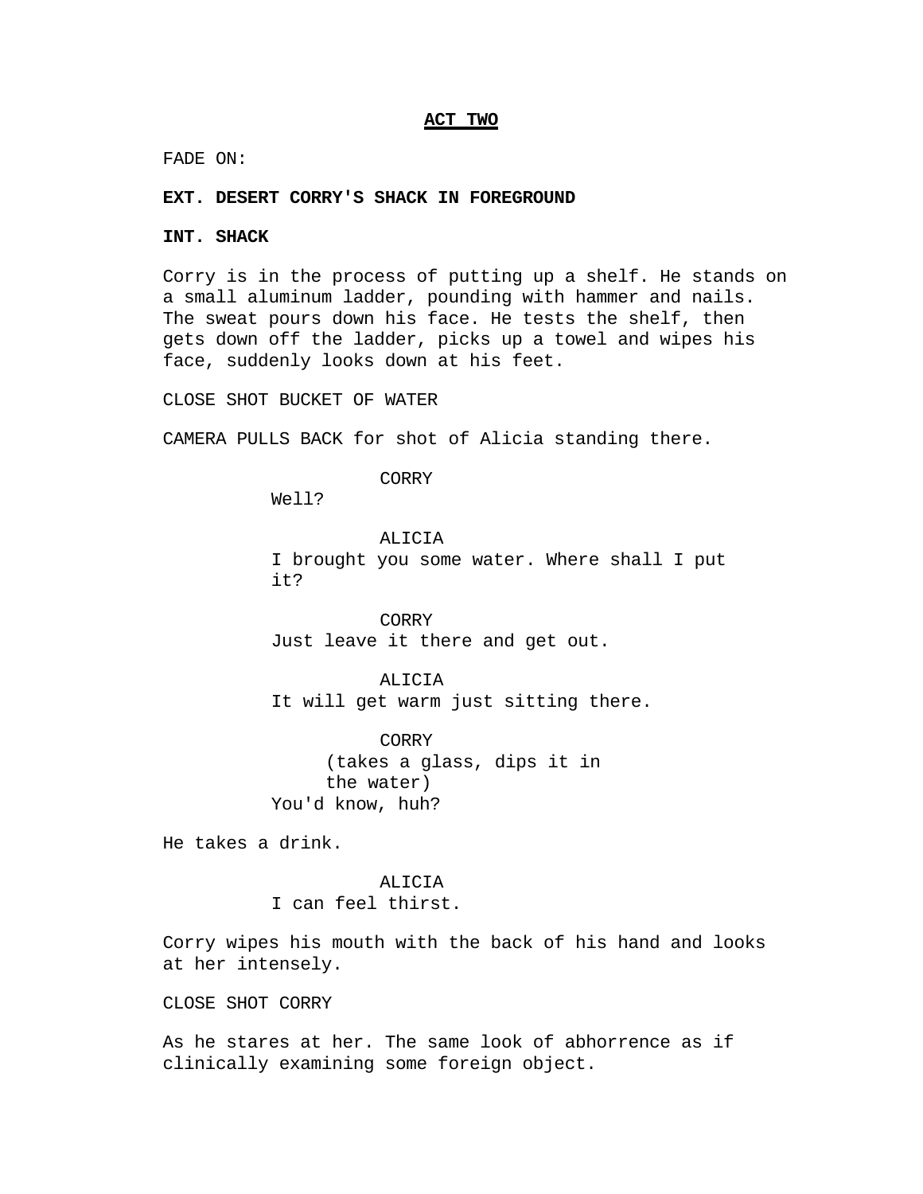## ACT TWO

FADE ON:

**EXT. DESERT CORRY'S SHACK IN FOREGROUND**

**INT. SHACK**

Corry is in the process of putting up a shelf. He stands on a small aluminum ladder, pounding with hammer and nails. The sweat pours down his face. He tests the shelf, then gets down off the ladder, picks up a towel and wipes his face, suddenly looks down at his feet.

CLOSE SHOT BUCKET OF WATER

CAMERA PULLS BACK for shot of Alicia standing there.

CORRY
Well?

ALICIA
I brought you some water. Where shall I put it?

CORRY
Just leave it there and get out.

ALICIA
It will get warm just sitting there.

CORRY
(takes a glass, dips it in the water)
You'd know, huh?

He takes a drink.

ALICIA
I can feel thirst.

Corry wipes his mouth with the back of his hand and looks at her intensely.

CLOSE SHOT CORRY

As he stares at her. The same look of abhorrence as if clinically examining some foreign object.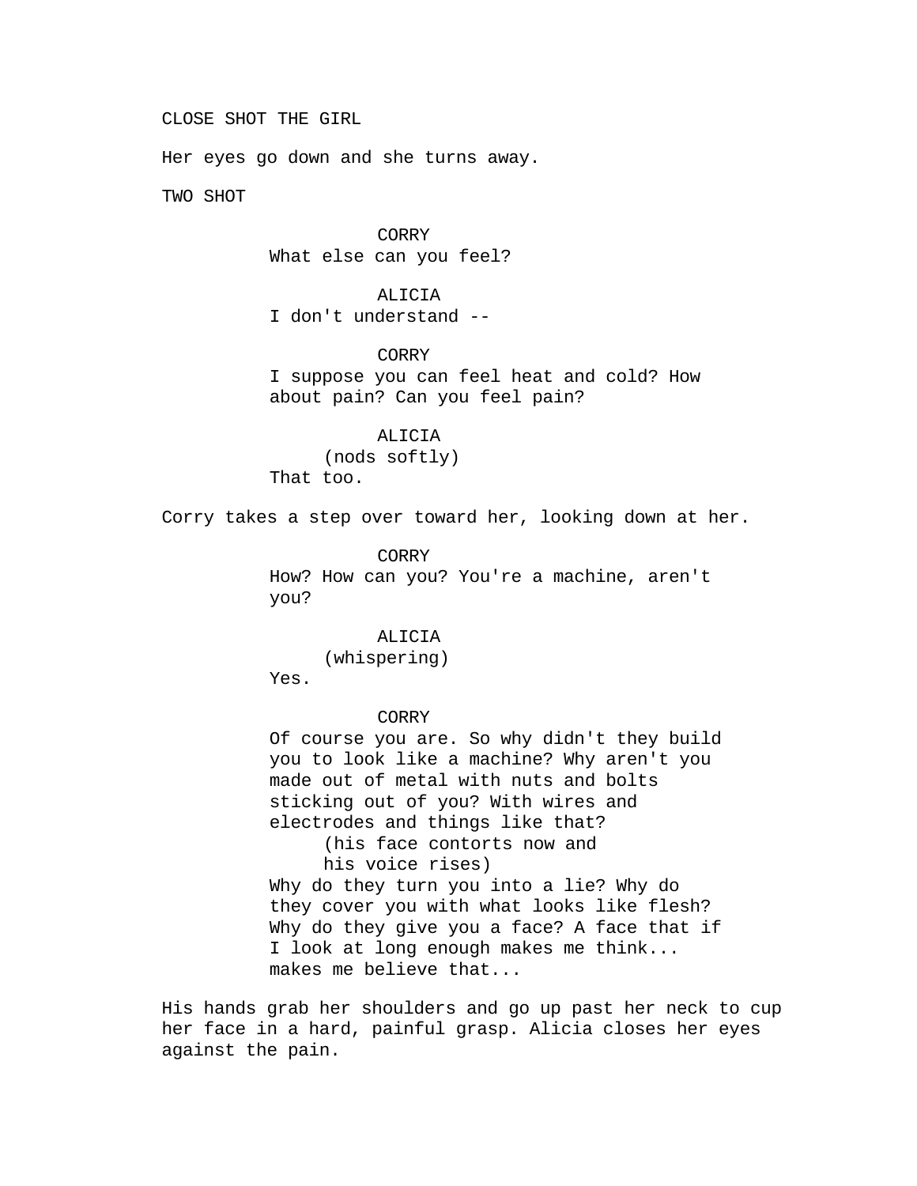CLOSE SHOT THE GIRL

Her eyes go down and she turns away.

TWO SHOT

CORRY
What else can you feel?

ALICIA
I don't understand --

CORRY
I suppose you can feel heat and cold? How about pain? Can you feel pain?

ALICIA
(nods softly)
That too.

Corry takes a step over toward her, looking down at her.

CORRY
How? How can you? You're a machine, aren't you?

ALICIA
(whispering)
Yes.

CORRY
Of course you are. So why didn't they build you to look like a machine? Why aren't you made out of metal with nuts and bolts sticking out of you? With wires and electrodes and things like that?
(his face contorts now and his voice rises)
Why do they turn you into a lie? Why do they cover you with what looks like flesh? Why do they give you a face? A face that if I look at long enough makes me think... makes me believe that...

His hands grab her shoulders and go up past her neck to cup her face in a hard, painful grasp. Alicia closes her eyes against the pain.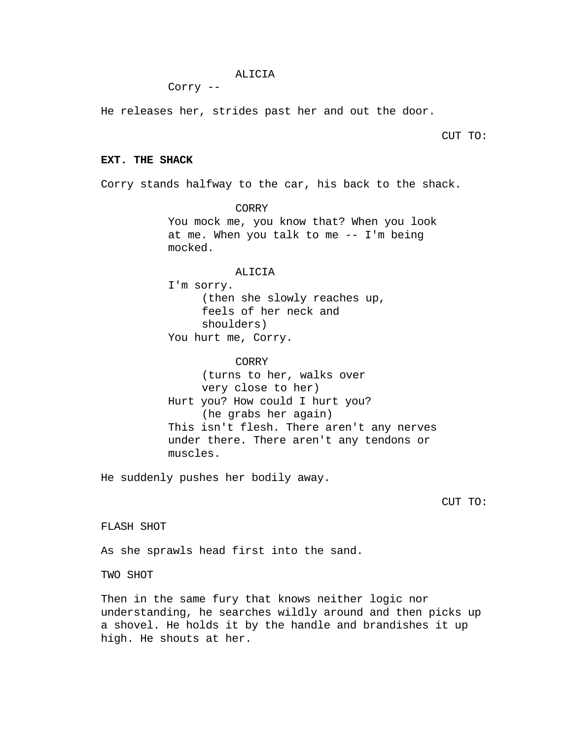ALICIA

Corry --

He releases her, strides past her and out the door.

CUT TO:

**EXT. THE SHACK**

Corry stands halfway to the car, his back to the shack.

CORRY

You mock me, you know that? When you look at me. When you talk to me -- I'm being mocked.

ALICIA

I'm sorry.

(then she slowly reaches up, feels of her neck and shoulders)

You hurt me, Corry.

CORRY

(turns to her, walks over very close to her)

Hurt you? How could I hurt you?

(he grabs her again)

This isn't flesh. There aren't any nerves under there. There aren't any tendons or muscles.

He suddenly pushes her bodily away.

CUT TO:

FLASH SHOT

As she sprawls head first into the sand.

TWO SHOT

Then in the same fury that knows neither logic nor understanding, he searches wildly around and then picks up a shovel. He holds it by the handle and brandishes it up high. He shouts at her.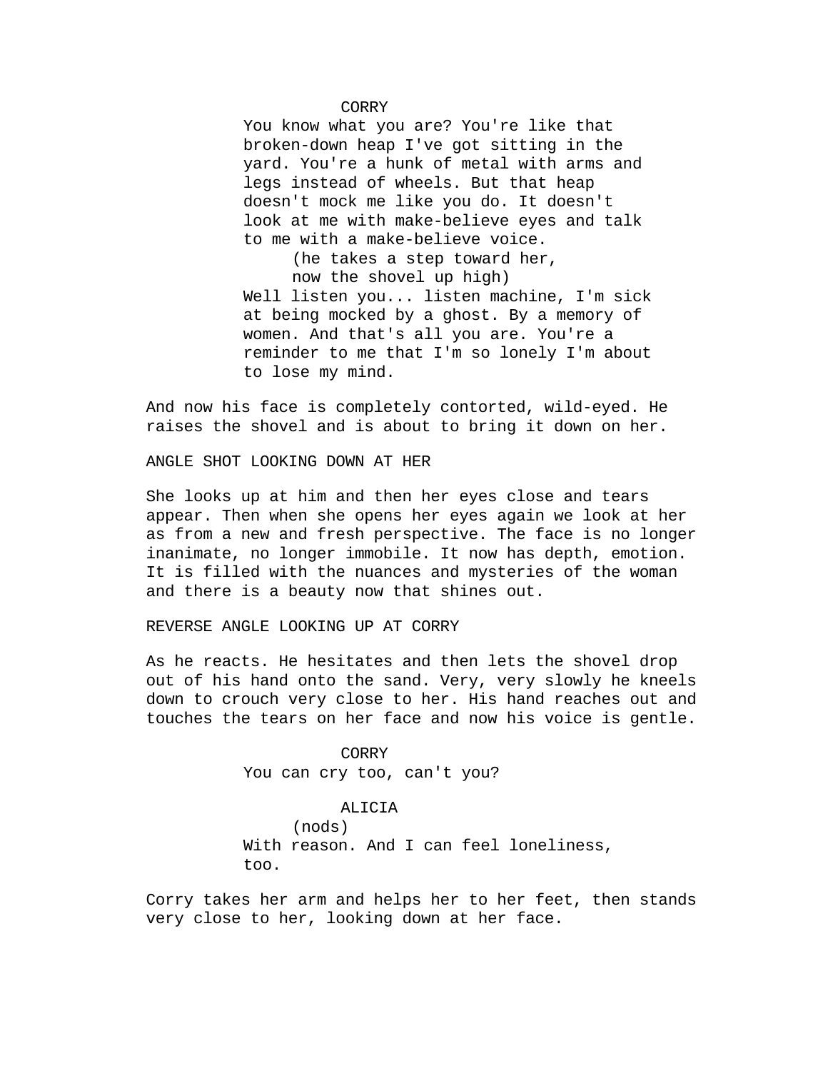CORRY

You know what you are? You're like that broken-down heap I've got sitting in the yard. You're a hunk of metal with arms and legs instead of wheels. But that heap doesn't mock me like you do. It doesn't look at me with make-believe eyes and talk to me with a make-believe voice.

(he takes a step toward her, now the shovel up high)

Well listen you... listen machine, I'm sick at being mocked by a ghost. By a memory of women. And that's all you are. You're a reminder to me that I'm so lonely I'm about to lose my mind.

And now his face is completely contorted, wild-eyed. He raises the shovel and is about to bring it down on her.

ANGLE SHOT LOOKING DOWN AT HER

She looks up at him and then her eyes close and tears appear. Then when she opens her eyes again we look at her as from a new and fresh perspective. The face is no longer inanimate, no longer immobile. It now has depth, emotion. It is filled with the nuances and mysteries of the woman and there is a beauty now that shines out.

REVERSE ANGLE LOOKING UP AT CORRY

As he reacts. He hesitates and then lets the shovel drop out of his hand onto the sand. Very, very slowly he kneels down to crouch very close to her. His hand reaches out and touches the tears on her face and now his voice is gentle.

CORRY

You can cry too, can't you?

ALICIA

(nods)

With reason. And I can feel loneliness, too.

Corry takes her arm and helps her to her feet, then stands very close to her, looking down at her face.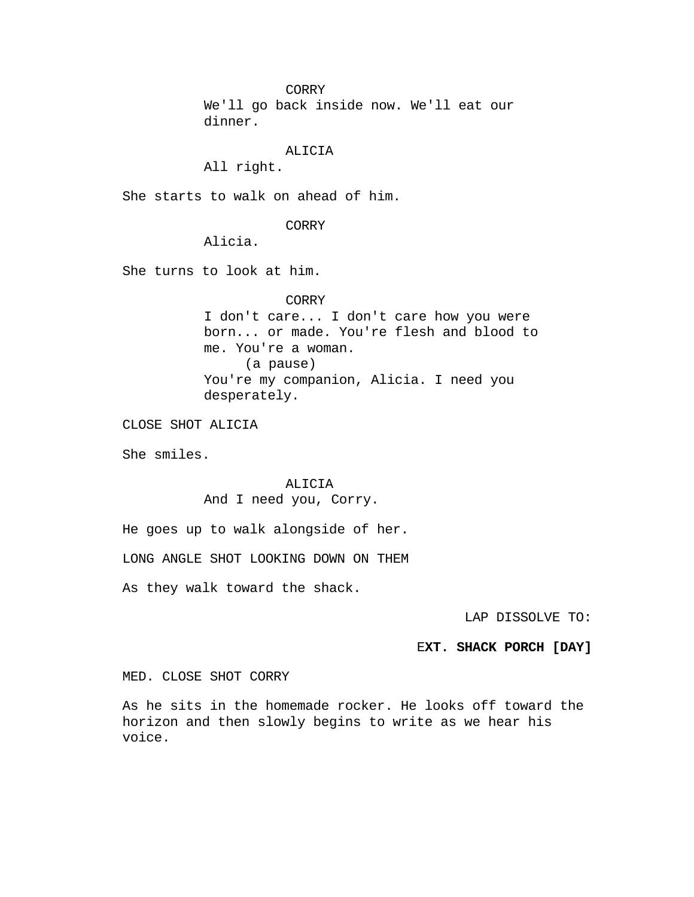CORRY
We'll go back inside now. We'll eat our dinner.

ALICIA
All right.

She starts to walk on ahead of him.

CORRY
Alicia.

She turns to look at him.

CORRY
I don't care... I don't care how you were born... or made. You're flesh and blood to me. You're a woman.
(a pause)
You're my companion, Alicia. I need you desperately.

CLOSE SHOT ALICIA

She smiles.

ALICIA
And I need you, Corry.

He goes up to walk alongside of her.

LONG ANGLE SHOT LOOKING DOWN ON THEM

As they walk toward the shack.

LAP DISSOLVE TO:

**EXT. SHACK PORCH [DAY]**

MED. CLOSE SHOT CORRY

As he sits in the homemade rocker. He looks off toward the horizon and then slowly begins to write as we hear his voice.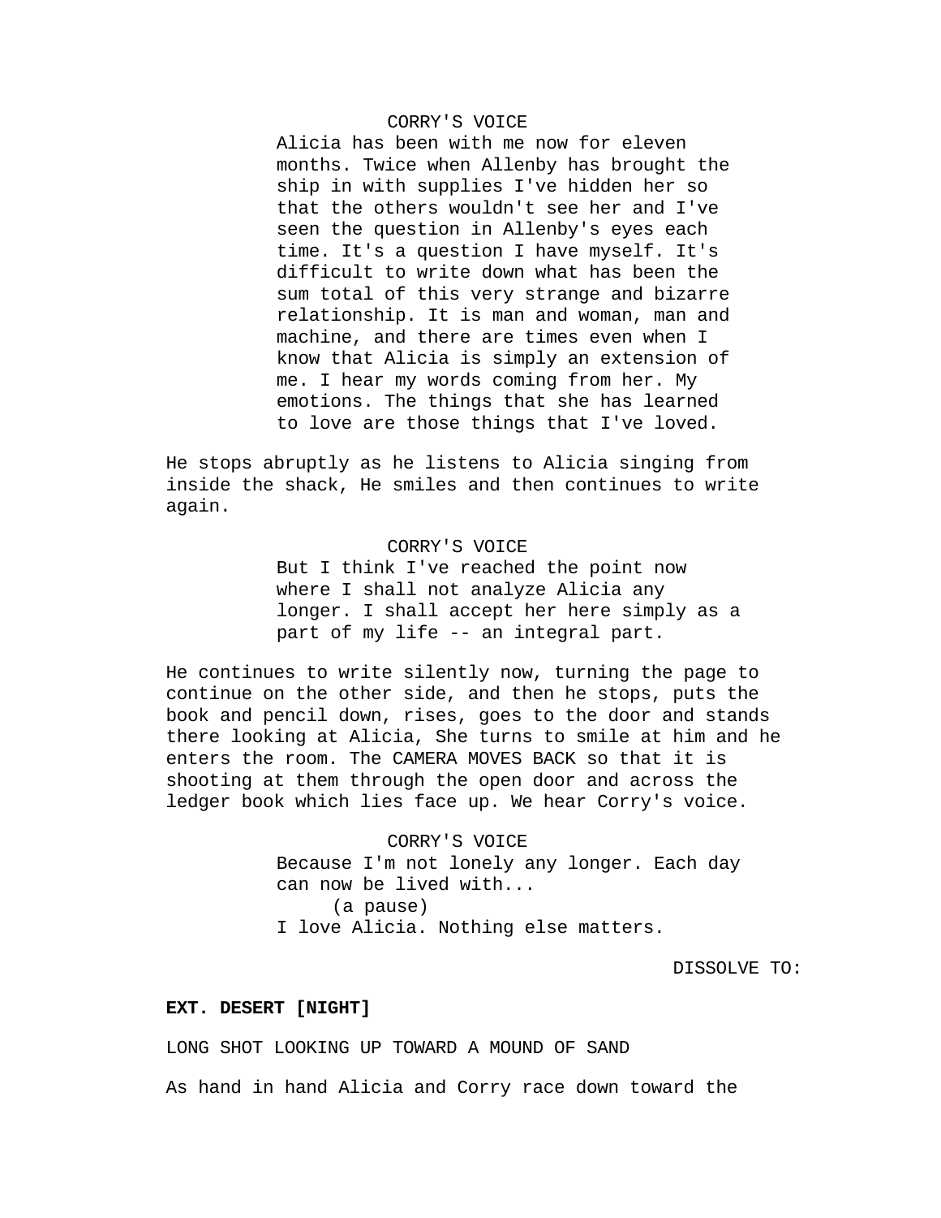CORRY'S VOICE

Alicia has been with me now for eleven months. Twice when Allenby has brought the ship in with supplies I've hidden her so that the others wouldn't see her and I've seen the question in Allenby's eyes each time. It's a question I have myself. It's difficult to write down what has been the sum total of this very strange and bizarre relationship. It is man and woman, man and machine, and there are times even when I know that Alicia is simply an extension of me. I hear my words coming from her. My emotions. The things that she has learned to love are those things that I've loved.

He stops abruptly as he listens to Alicia singing from inside the shack, He smiles and then continues to write again.

CORRY'S VOICE

But I think I've reached the point now where I shall not analyze Alicia any longer. I shall accept her here simply as a part of my life -- an integral part.

He continues to write silently now, turning the page to continue on the other side, and then he stops, puts the book and pencil down, rises, goes to the door and stands there looking at Alicia, She turns to smile at him and he enters the room. The CAMERA MOVES BACK so that it is shooting at them through the open door and across the ledger book which lies face up. We hear Corry's voice.

CORRY'S VOICE

Because I'm not lonely any longer. Each day can now be lived with...

(a pause)

I love Alicia. Nothing else matters.

DISSOLVE TO:

**EXT. DESERT [NIGHT]**

LONG SHOT LOOKING UP TOWARD A MOUND OF SAND

As hand in hand Alicia and Corry race down toward the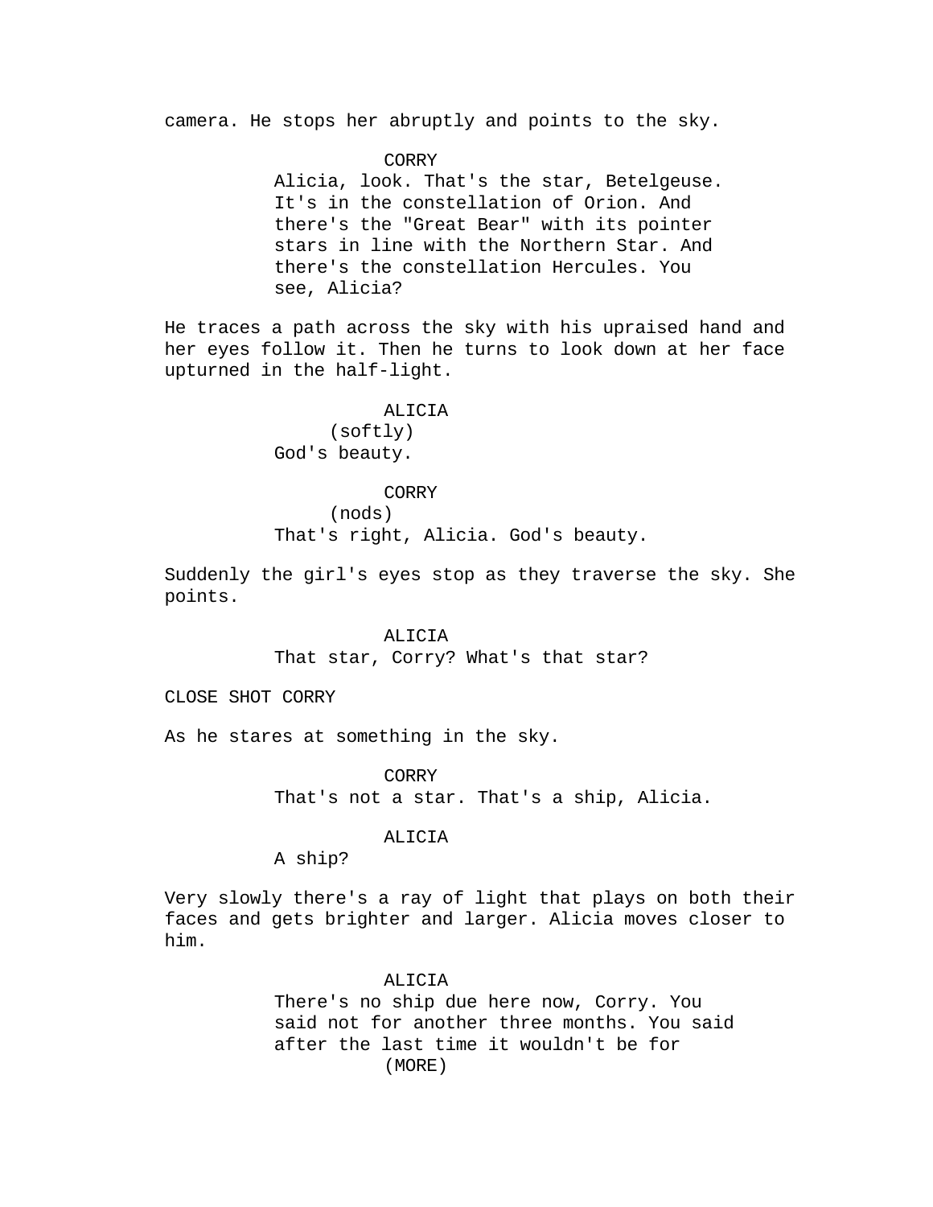camera. He stops her abruptly and points to the sky.

CORRY
Alicia, look. That's the star, Betelgeuse. It's in the constellation of Orion. And there's the "Great Bear" with its pointer stars in line with the Northern Star. And there's the constellation Hercules. You see, Alicia?

He traces a path across the sky with his upraised hand and her eyes follow it. Then he turns to look down at her face upturned in the half-light.

ALICIA
(softly)
God's beauty.

CORRY
(nods)
That's right, Alicia. God's beauty.

Suddenly the girl's eyes stop as they traverse the sky. She points.

ALICIA
That star, Corry? What's that star?

CLOSE SHOT CORRY

As he stares at something in the sky.

CORRY
That's not a star. That's a ship, Alicia.

ALICIA
A ship?

Very slowly there's a ray of light that plays on both their faces and gets brighter and larger. Alicia moves closer to him.

ALICIA
There's no ship due here now, Corry. You said not for another three months. You said after the last time it wouldn't be for
(MORE)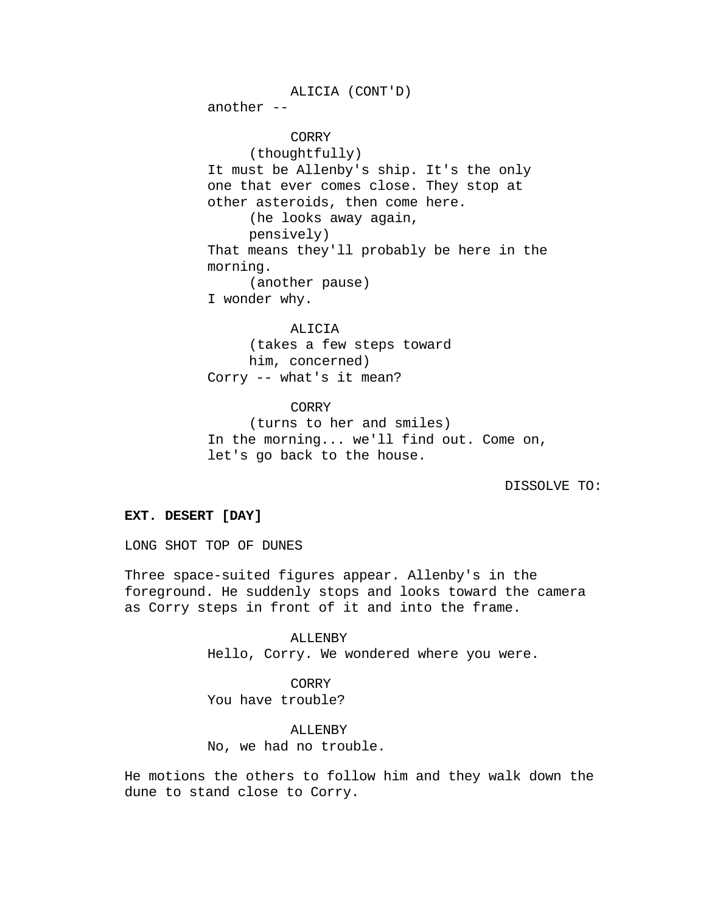ALICIA (CONT'D)
another --

CORRY
(thoughtfully)
It must be Allenby's ship. It's the only one that ever comes close. They stop at other asteroids, then come here.
(he looks away again, pensively)
That means they'll probably be here in the morning.
(another pause)
I wonder why.

ALICIA
(takes a few steps toward him, concerned)
Corry -- what's it mean?

CORRY
(turns to her and smiles)
In the morning... we'll find out. Come on, let's go back to the house.

DISSOLVE TO:

**EXT. DESERT [DAY]**

LONG SHOT TOP OF DUNES

Three space-suited figures appear. Allenby's in the foreground. He suddenly stops and looks toward the camera as Corry steps in front of it and into the frame.

ALLENBY
Hello, Corry. We wondered where you were.

CORRY
You have trouble?

ALLENBY
No, we had no trouble.

He motions the others to follow him and they walk down the dune to stand close to Corry.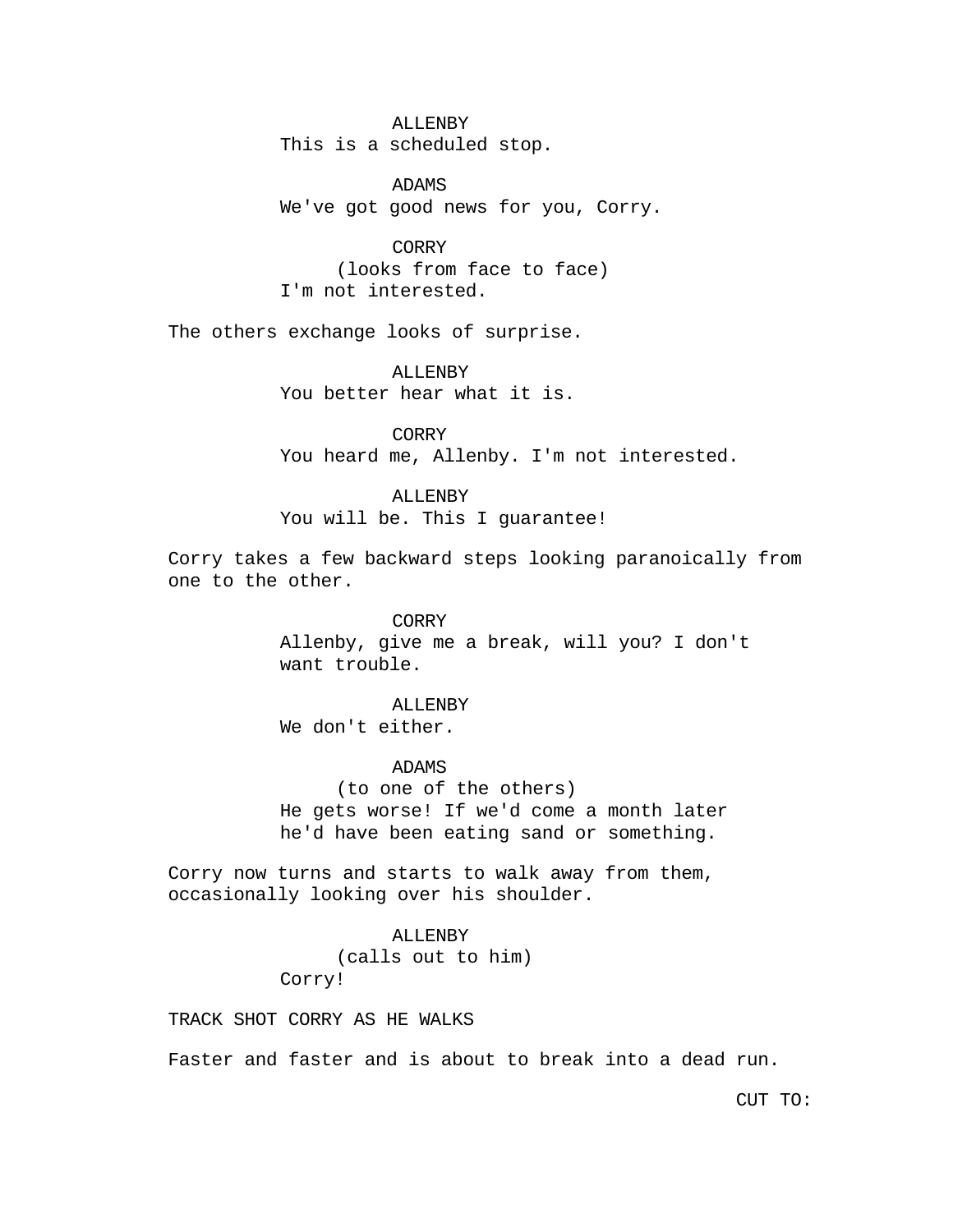ALLENBY
This is a scheduled stop.

ADAMS
We've got good news for you, Corry.

CORRY
(looks from face to face)
I'm not interested.

The others exchange looks of surprise.

ALLENBY
You better hear what it is.

CORRY
You heard me, Allenby. I'm not interested.

ALLENBY
You will be. This I guarantee!

Corry takes a few backward steps looking paranoically from one to the other.

CORRY
Allenby, give me a break, will you? I don't want trouble.

ALLENBY
We don't either.

ADAMS
(to one of the others)
He gets worse! If we'd come a month later he'd have been eating sand or something.

Corry now turns and starts to walk away from them, occasionally looking over his shoulder.

ALLENBY
(calls out to him)
Corry!

TRACK SHOT CORRY AS HE WALKS

Faster and faster and is about to break into a dead run.

CUT TO: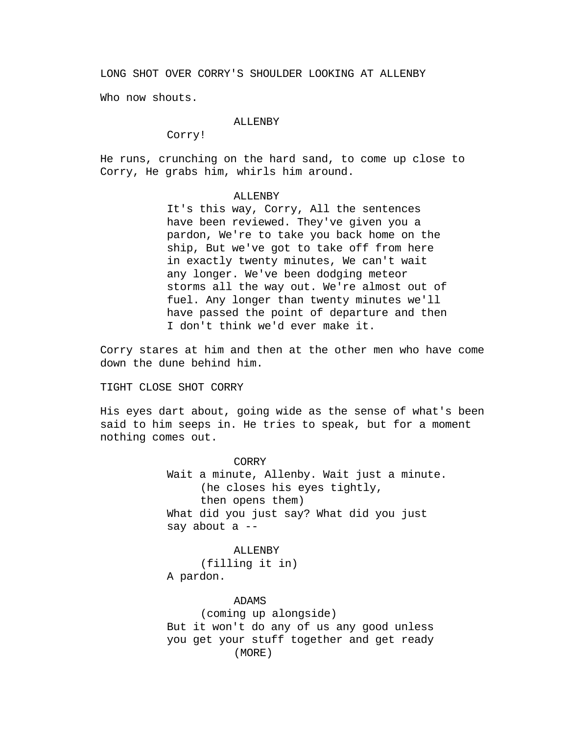LONG SHOT OVER CORRY'S SHOULDER LOOKING AT ALLENBY

Who now shouts.

ALLENBY

Corry!

He runs, crunching on the hard sand, to come up close to Corry, He grabs him, whirls him around.

ALLENBY

It's this way, Corry, All the sentences have been reviewed. They've given you a pardon, We're to take you back home on the ship, But we've got to take off from here in exactly twenty minutes, We can't wait any longer. We've been dodging meteor storms all the way out. We're almost out of fuel. Any longer than twenty minutes we'll have passed the point of departure and then I don't think we'd ever make it.

Corry stares at him and then at the other men who have come down the dune behind him.

TIGHT CLOSE SHOT CORRY

His eyes dart about, going wide as the sense of what's been said to him seeps in. He tries to speak, but for a moment nothing comes out.

CORRY

Wait a minute, Allenby. Wait just a minute.
(he closes his eyes tightly, then opens them)
What did you just say? What did you just say about a --

ALLENBY
(filling it in)
A pardon.

ADAMS
(coming up alongside)
But it won't do any of us any good unless you get your stuff together and get ready
(MORE)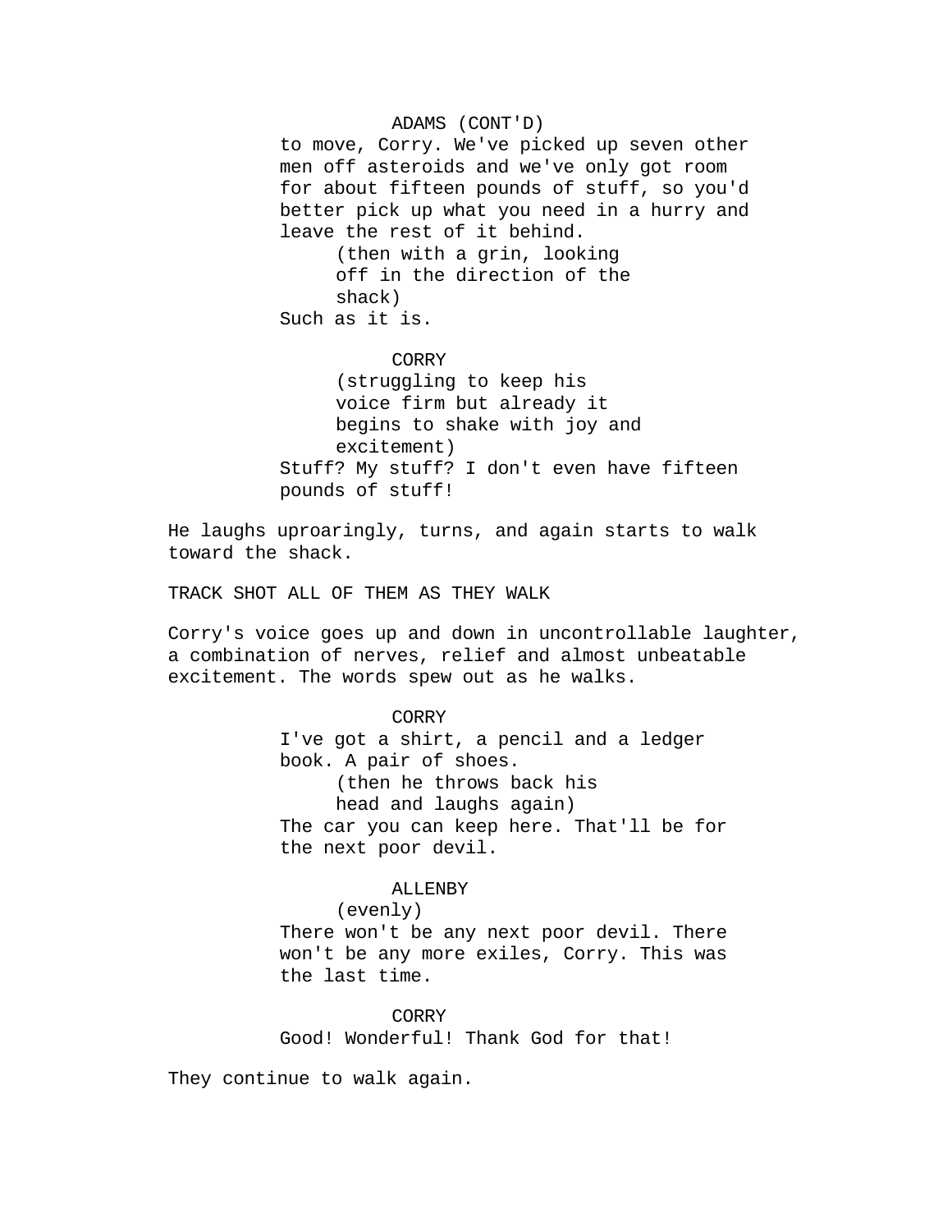ADAMS (CONT'D)

to move, Corry. We've picked up seven other men off asteroids and we've only got room for about fifteen pounds of stuff, so you'd better pick up what you need in a hurry and leave the rest of it behind.

(then with a grin, looking off in the direction of the shack)

Such as it is.

CORRY

(struggling to keep his voice firm but already it begins to shake with joy and excitement)

Stuff? My stuff? I don't even have fifteen pounds of stuff!

He laughs uproaringly, turns, and again starts to walk toward the shack.

TRACK SHOT ALL OF THEM AS THEY WALK

Corry's voice goes up and down in uncontrollable laughter, a combination of nerves, relief and almost unbeatable excitement. The words spew out as he walks.

CORRY

I've got a shirt, a pencil and a ledger book. A pair of shoes.

(then he throws back his head and laughs again)

The car you can keep here. That'll be for the next poor devil.

ALLENBY

(evenly)

There won't be any next poor devil. There won't be any more exiles, Corry. This was the last time.

CORRY

Good! Wonderful! Thank God for that!

They continue to walk again.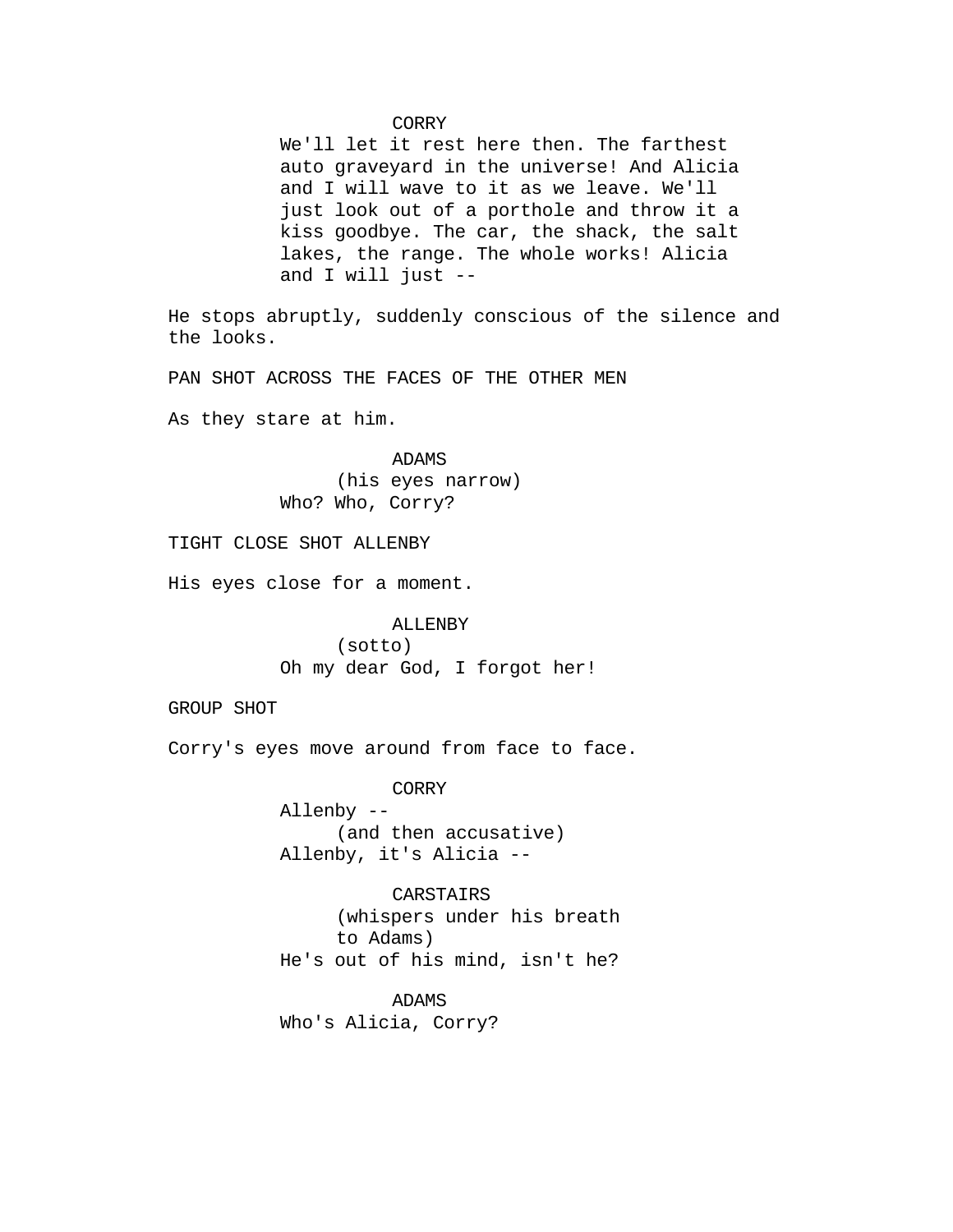CORRY

We'll let it rest here then. The farthest auto graveyard in the universe! And Alicia and I will wave to it as we leave. We'll just look out of a porthole and throw it a kiss goodbye. The car, the shack, the salt lakes, the range. The whole works! Alicia and I will just --

He stops abruptly, suddenly conscious of the silence and the looks.

PAN SHOT ACROSS THE FACES OF THE OTHER MEN

As they stare at him.

ADAMS

(his eyes narrow)

Who? Who, Corry?

TIGHT CLOSE SHOT ALLENBY

His eyes close for a moment.

ALLENBY

(sotto)

Oh my dear God, I forgot her!

GROUP SHOT

Corry's eyes move around from face to face.

CORRY

Allenby --

(and then accusative)

Allenby, it's Alicia --

CARSTAIRS

(whispers under his breath to Adams)

He's out of his mind, isn't he?

ADAMS

Who's Alicia, Corry?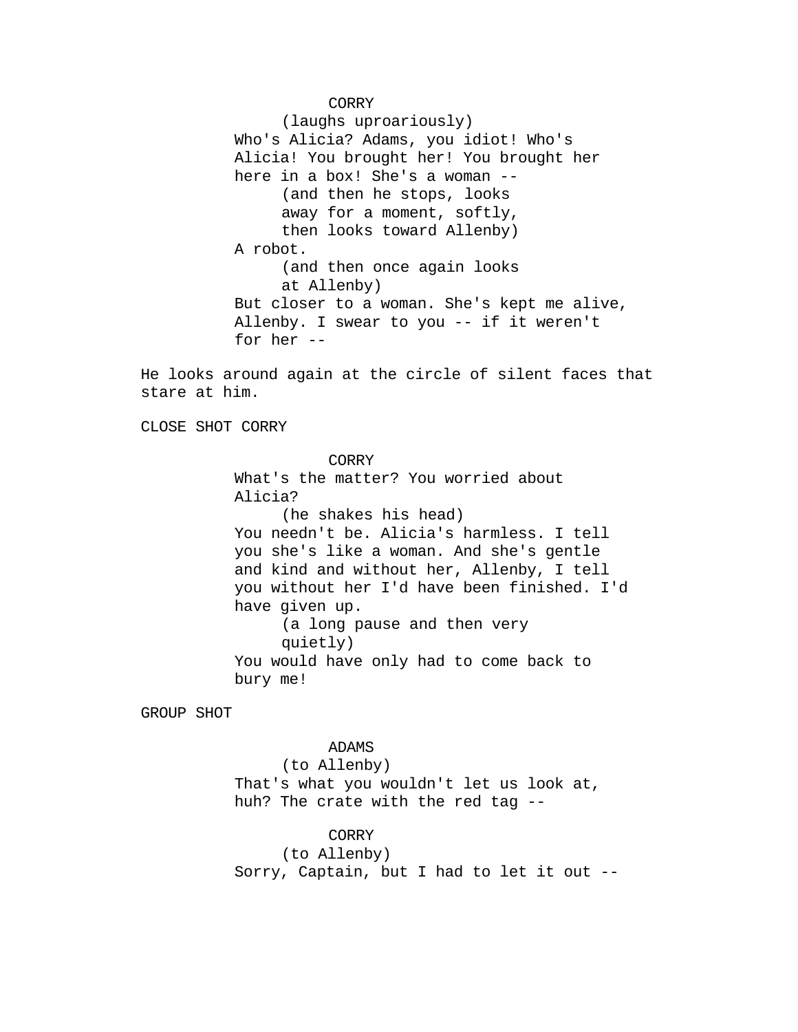CORRY
(laughs uproariously)
Who's Alicia? Adams, you idiot! Who's Alicia! You brought her! You brought her here in a box! She's a woman --
(and then he stops, looks away for a moment, softly, then looks toward Allenby)
A robot.
(and then once again looks at Allenby)
But closer to a woman. She's kept me alive, Allenby. I swear to you -- if it weren't for her --

He looks around again at the circle of silent faces that stare at him.

CLOSE SHOT CORRY

CORRY
What's the matter? You worried about Alicia?
(he shakes his head)
You needn't be. Alicia's harmless. I tell you she's like a woman. And she's gentle and kind and without her, Allenby, I tell you without her I'd have been finished. I'd have given up.
(a long pause and then very quietly)
You would have only had to come back to bury me!

GROUP SHOT

ADAMS
(to Allenby)
That's what you wouldn't let us look at, huh? The crate with the red tag --

CORRY
(to Allenby)
Sorry, Captain, but I had to let it out --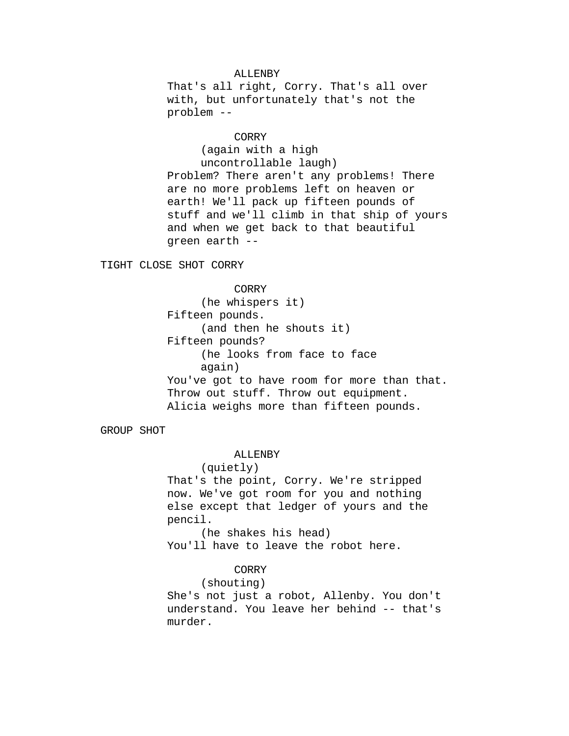ALLENBY

That's all right, Corry. That's all over with, but unfortunately that's not the problem --

CORRY

(again with a high uncontrollable laugh)

Problem? There aren't any problems! There are no more problems left on heaven or earth! We'll pack up fifteen pounds of stuff and we'll climb in that ship of yours and when we get back to that beautiful green earth --

TIGHT CLOSE SHOT CORRY

CORRY

(he whispers it)

Fifteen pounds.

(and then he shouts it)

Fifteen pounds?

(he looks from face to face again)

You've got to have room for more than that. Throw out stuff. Throw out equipment. Alicia weighs more than fifteen pounds.

GROUP SHOT

ALLENBY

(quietly)

That's the point, Corry. We're stripped now. We've got room for you and nothing else except that ledger of yours and the pencil.

(he shakes his head)

You'll have to leave the robot here.

CORRY

(shouting)

She's not just a robot, Allenby. You don't understand. You leave her behind -- that's murder.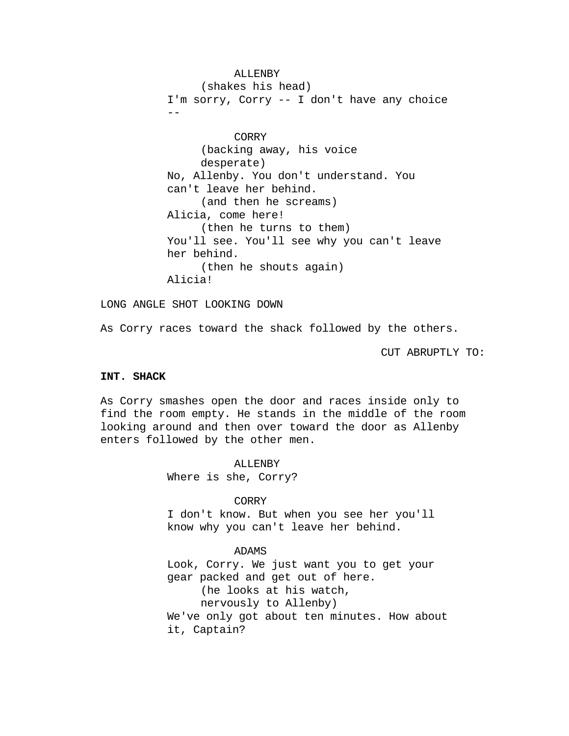ALLENBY
(shakes his head)
I'm sorry, Corry -- I don't have any choice
--

CORRY
(backing away, his voice
desperate)
No, Allenby. You don't understand. You
can't leave her behind.
(and then he screams)
Alicia, come here!
(then he turns to them)
You'll see. You'll see why you can't leave
her behind.
(then he shouts again)
Alicia!

LONG ANGLE SHOT LOOKING DOWN

As Corry races toward the shack followed by the others.

CUT ABRUPTLY TO:

**INT. SHACK**

As Corry smashes open the door and races inside only to find the room empty. He stands in the middle of the room looking around and then over toward the door as Allenby enters followed by the other men.

ALLENBY
Where is she, Corry?

CORRY
I don't know. But when you see her you'll
know why you can't leave her behind.

ADAMS
Look, Corry. We just want you to get your
gear packed and get out of here.
(he looks at his watch,
nervously to Allenby)
We've only got about ten minutes. How about
it, Captain?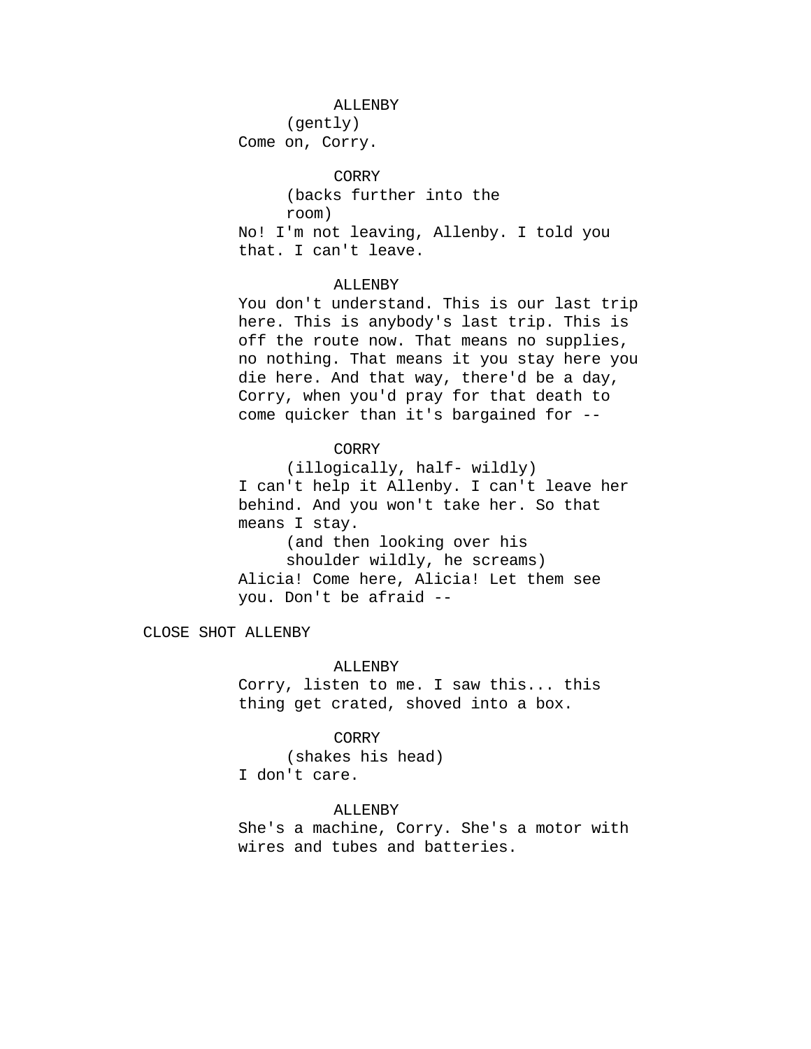ALLENBY
(gently)
Come on, Corry.

CORRY
(backs further into the
room)
No! I'm not leaving, Allenby. I told you
that. I can't leave.

ALLENBY
You don't understand. This is our last trip
here. This is anybody's last trip. This is
off the route now. That means no supplies,
no nothing. That means it you stay here you
die here. And that way, there'd be a day,
Corry, when you'd pray for that death to
come quicker than it's bargained for --

CORRY
(illogically, half- wildly)
I can't help it Allenby. I can't leave her
behind. And you won't take her. So that
means I stay.
(and then looking over his
shoulder wildly, he screams)
Alicia! Come here, Alicia! Let them see
you. Don't be afraid --

CLOSE SHOT ALLENBY

ALLENBY
Corry, listen to me. I saw this... this
thing get crated, shoved into a box.

CORRY
(shakes his head)
I don't care.

ALLENBY
She's a machine, Corry. She's a motor with
wires and tubes and batteries.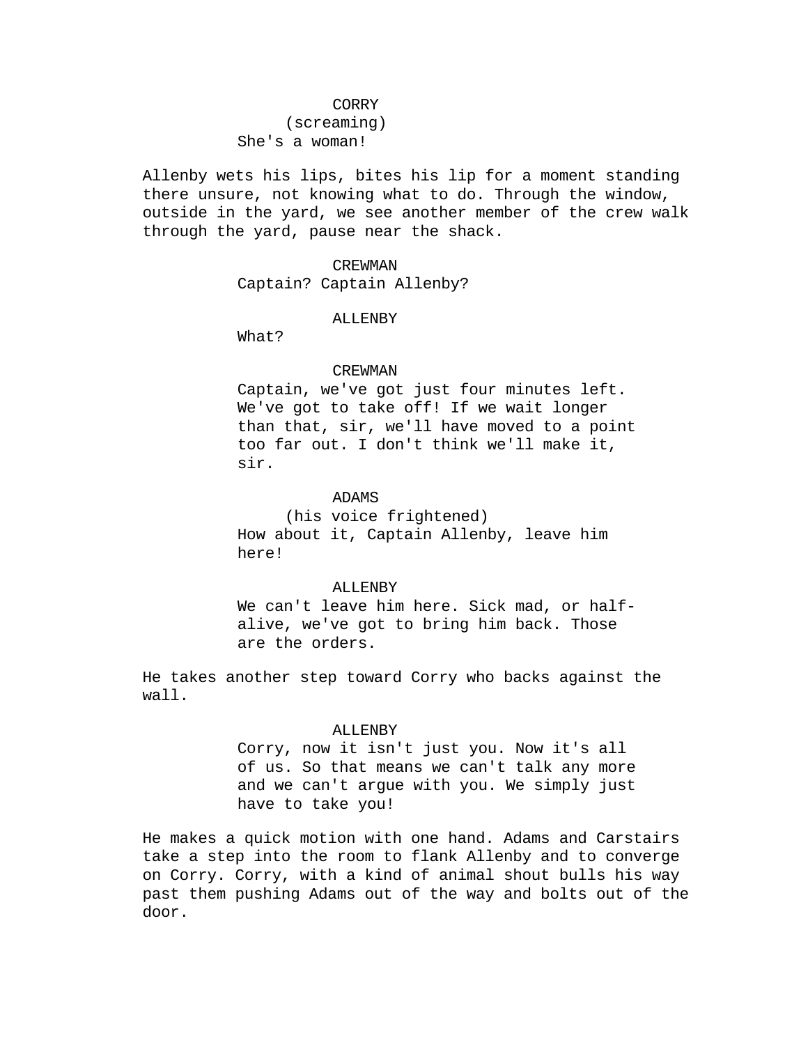CORRY
(screaming)
She's a woman!

Allenby wets his lips, bites his lip for a moment standing there unsure, not knowing what to do. Through the window, outside in the yard, we see another member of the crew walk through the yard, pause near the shack.

CREWMAN
Captain? Captain Allenby?

ALLENBY
What?

CREWMAN
Captain, we've got just four minutes left. We've got to take off! If we wait longer than that, sir, we'll have moved to a point too far out. I don't think we'll make it, sir.

ADAMS
(his voice frightened)
How about it, Captain Allenby, leave him here!

ALLENBY
We can't leave him here. Sick mad, or half-alive, we've got to bring him back. Those are the orders.

He takes another step toward Corry who backs against the wall.

ALLENBY
Corry, now it isn't just you. Now it's all of us. So that means we can't talk any more and we can't argue with you. We simply just have to take you!

He makes a quick motion with one hand. Adams and Carstairs take a step into the room to flank Allenby and to converge on Corry. Corry, with a kind of animal shout bulls his way past them pushing Adams out of the way and bolts out of the door.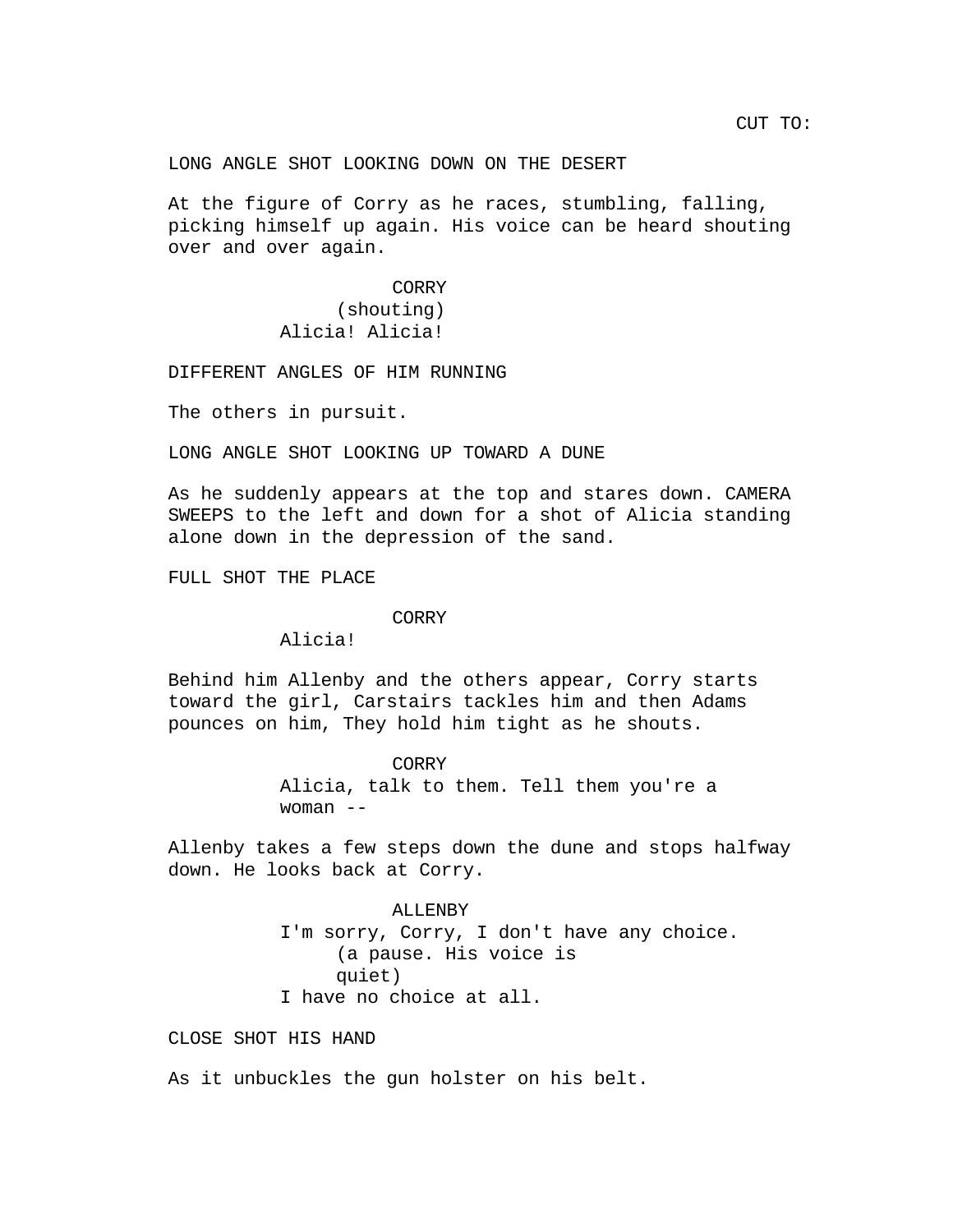CUT TO:

LONG ANGLE SHOT LOOKING DOWN ON THE DESERT

At the figure of Corry as he races, stumbling, falling, picking himself up again. His voice can be heard shouting over and over again.

CORRY
(shouting)
Alicia! Alicia!

DIFFERENT ANGLES OF HIM RUNNING

The others in pursuit.

LONG ANGLE SHOT LOOKING UP TOWARD A DUNE

As he suddenly appears at the top and stares down. CAMERA SWEEPS to the left and down for a shot of Alicia standing alone down in the depression of the sand.

FULL SHOT THE PLACE

CORRY
Alicia!

Behind him Allenby and the others appear, Corry starts toward the girl, Carstairs tackles him and then Adams pounces on him, They hold him tight as he shouts.

CORRY
Alicia, talk to them. Tell them you're a woman --

Allenby takes a few steps down the dune and stops halfway down. He looks back at Corry.

ALLENBY
I'm sorry, Corry, I don't have any choice.
(a pause. His voice is quiet)
I have no choice at all.

CLOSE SHOT HIS HAND

As it unbuckles the gun holster on his belt.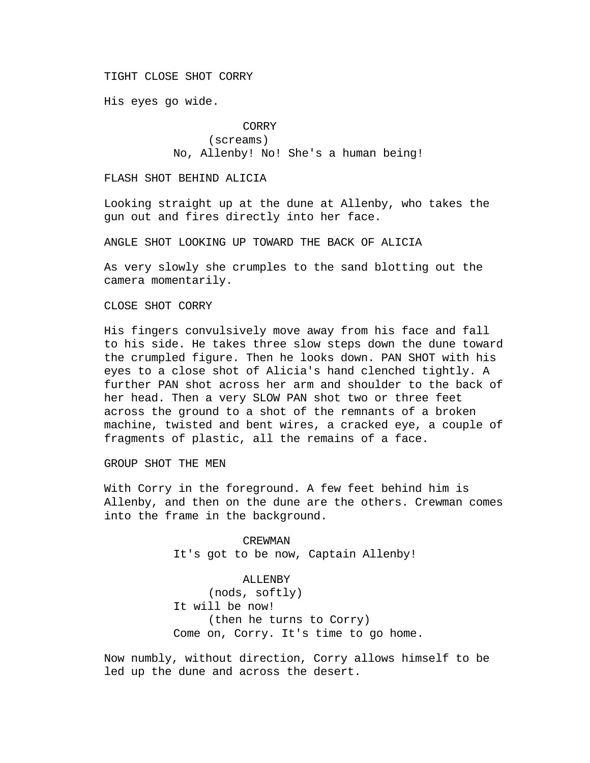TIGHT CLOSE SHOT CORRY

His eyes go wide.

CORRY
(screams)
No, Allenby! No! She's a human being!

FLASH SHOT BEHIND ALICIA

Looking straight up at the dune at Allenby, who takes the gun out and fires directly into her face.

ANGLE SHOT LOOKING UP TOWARD THE BACK OF ALICIA

As very slowly she crumples to the sand blotting out the camera momentarily.

CLOSE SHOT CORRY

His fingers convulsively move away from his face and fall to his side. He takes three slow steps down the dune toward the crumpled figure. Then he looks down. PAN SHOT with his eyes to a close shot of Alicia's hand clenched tightly. A further PAN shot across her arm and shoulder to the back of her head. Then a very SLOW PAN shot two or three feet across the ground to a shot of the remnants of a broken machine, twisted and bent wires, a cracked eye, a couple of fragments of plastic, all the remains of a face.

GROUP SHOT THE MEN

With Corry in the foreground. A few feet behind him is Allenby, and then on the dune are the others. Crewman comes into the frame in the background.

CREWMAN
It's got to be now, Captain Allenby!

ALLENBY
(nods, softly)
It will be now!
(then he turns to Corry)
Come on, Corry. It's time to go home.

Now numbly, without direction, Corry allows himself to be led up the dune and across the desert.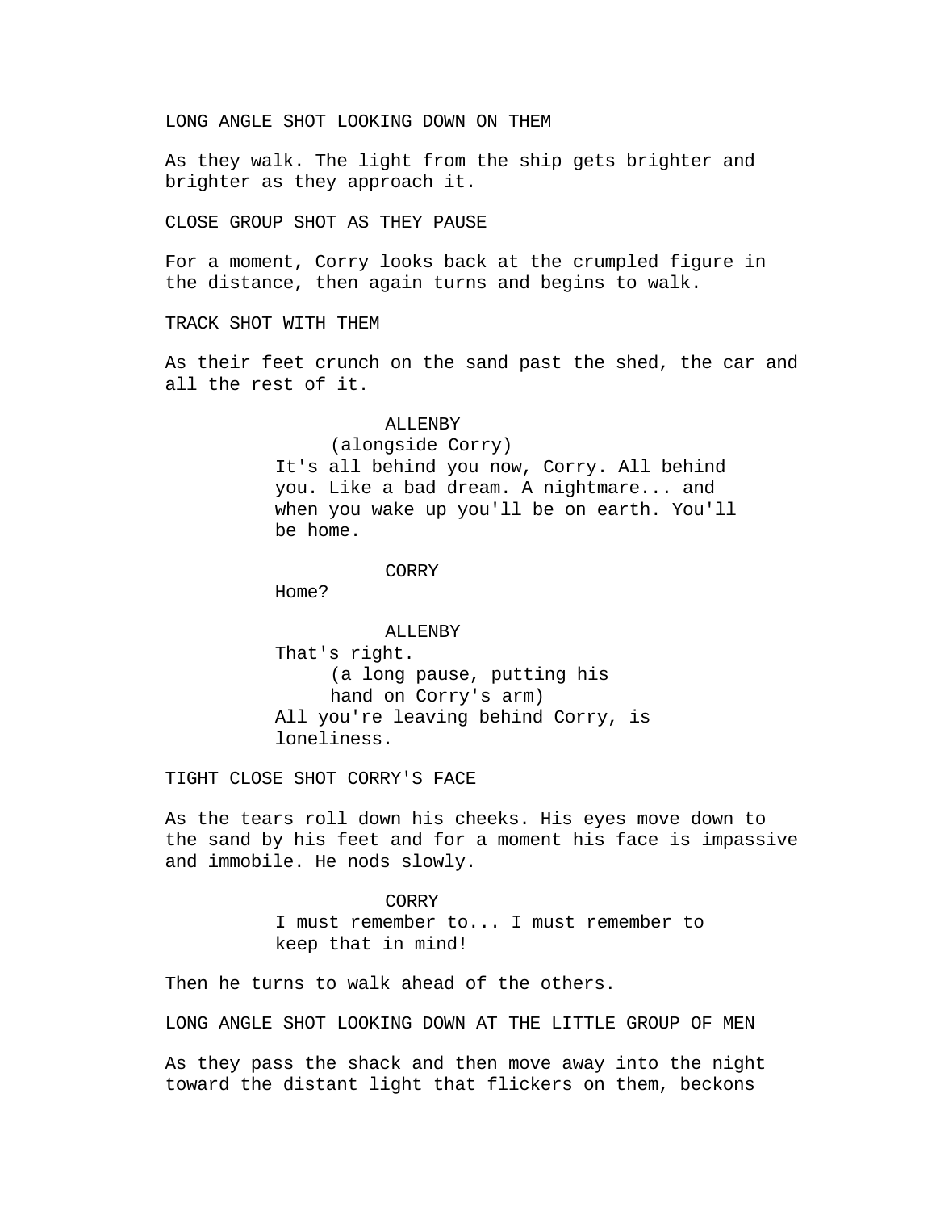LONG ANGLE SHOT LOOKING DOWN ON THEM

As they walk. The light from the ship gets brighter and brighter as they approach it.

CLOSE GROUP SHOT AS THEY PAUSE

For a moment, Corry looks back at the crumpled figure in the distance, then again turns and begins to walk.

TRACK SHOT WITH THEM

As their feet crunch on the sand past the shed, the car and all the rest of it.

ALLENBY
(alongside Corry)
It's all behind you now, Corry. All behind you. Like a bad dream. A nightmare... and when you wake up you'll be on earth. You'll be home.

CORRY
Home?

ALLENBY
That's right.
(a long pause, putting his hand on Corry's arm)
All you're leaving behind Corry, is loneliness.

TIGHT CLOSE SHOT CORRY'S FACE

As the tears roll down his cheeks. His eyes move down to the sand by his feet and for a moment his face is impassive and immobile. He nods slowly.

CORRY
I must remember to... I must remember to keep that in mind!

Then he turns to walk ahead of the others.

LONG ANGLE SHOT LOOKING DOWN AT THE LITTLE GROUP OF MEN

As they pass the shack and then move away into the night toward the distant light that flickers on them, beckons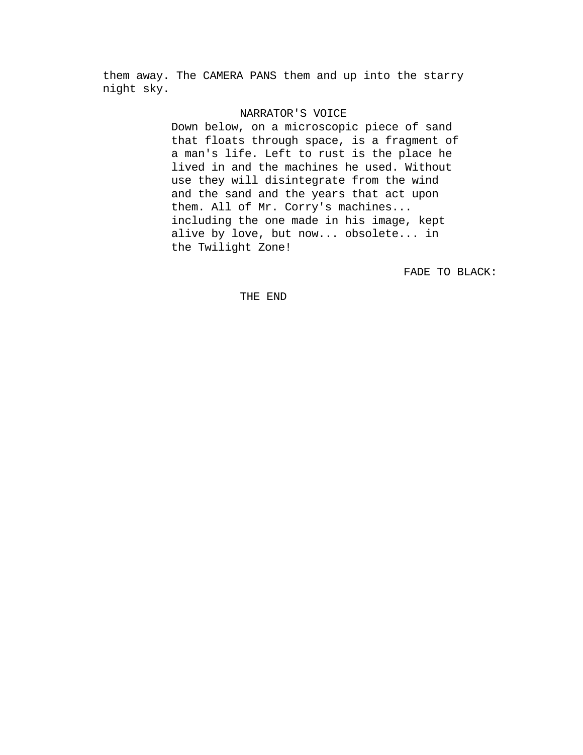them away. The CAMERA PANS them and up into the starry night sky.

NARRATOR'S VOICE

Down below, on a microscopic piece of sand that floats through space, is a fragment of a man's life. Left to rust is the place he lived in and the machines he used. Without use they will disintegrate from the wind and the sand and the years that act upon them. All of Mr. Corry's machines... including the one made in his image, kept alive by love, but now... obsolete... in the Twilight Zone!

FADE TO BLACK:

THE END